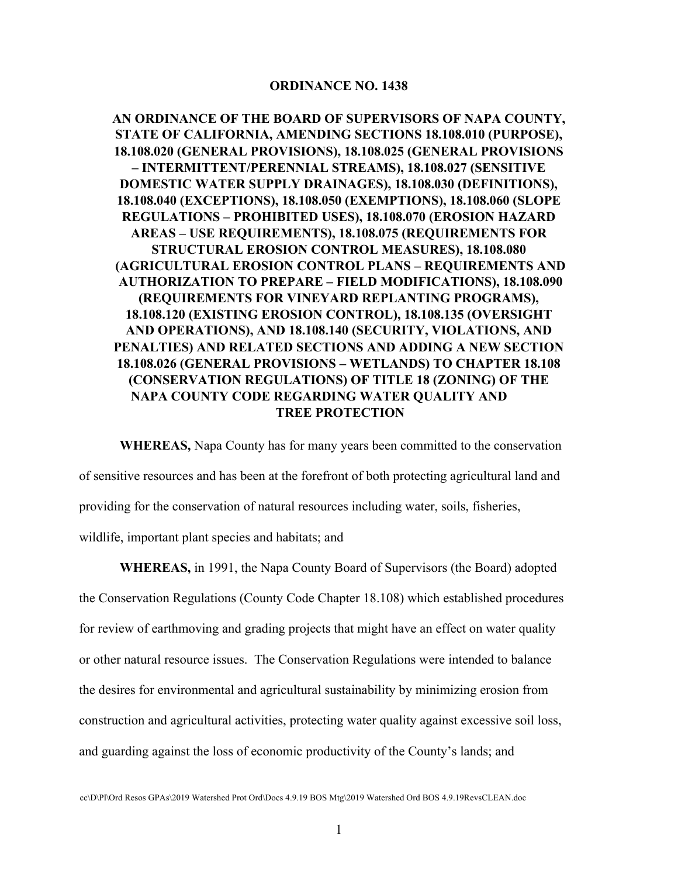**ORDINANCE NO. 1438**

**AN ORDINANCE OF THE BOARD OF SUPERVISORS OF NAPA COUNTY, STATE OF CALIFORNIA, AMENDING SECTIONS 18.108.010 (PURPOSE), 18.108.020 (GENERAL PROVISIONS), 18.108.025 (GENERAL PROVISIONS – INTERMITTENT/PERENNIAL STREAMS), 18.108.027 (SENSITIVE DOMESTIC WATER SUPPLY DRAINAGES), 18.108.030 (DEFINITIONS), 18.108.040 (EXCEPTIONS), 18.108.050 (EXEMPTIONS), 18.108.060 (SLOPE REGULATIONS – PROHIBITED USES), 18.108.070 (EROSION HAZARD AREAS – USE REQUIREMENTS), 18.108.075 (REQUIREMENTS FOR STRUCTURAL EROSION CONTROL MEASURES), 18.108.080 (AGRICULTURAL EROSION CONTROL PLANS – REQUIREMENTS AND AUTHORIZATION TO PREPARE – FIELD MODIFICATIONS), 18.108.090 (REQUIREMENTS FOR VINEYARD REPLANTING PROGRAMS), 18.108.120 (EXISTING EROSION CONTROL), 18.108.135 (OVERSIGHT AND OPERATIONS), AND 18.108.140 (SECURITY, VIOLATIONS, AND PENALTIES) AND RELATED SECTIONS AND ADDING A NEW SECTION 18.108.026 (GENERAL PROVISIONS – WETLANDS) TO CHAPTER 18.108 (CONSERVATION REGULATIONS) OF TITLE 18 (ZONING) OF THE NAPA COUNTY CODE REGARDING WATER QUALITY AND TREE PROTECTION**

**WHEREAS,** Napa County has for many years been committed to the conservation of sensitive resources and has been at the forefront of both protecting agricultural land and providing for the conservation of natural resources including water, soils, fisheries, wildlife, important plant species and habitats; and

**WHEREAS,** in 1991, the Napa County Board of Supervisors (the Board) adopted the Conservation Regulations (County Code Chapter 18.108) which established procedures for review of earthmoving and grading projects that might have an effect on water quality or other natural resource issues. The Conservation Regulations were intended to balance the desires for environmental and agricultural sustainability by minimizing erosion from construction and agricultural activities, protecting water quality against excessive soil loss, and guarding against the loss of economic productivity of the County's lands; and

cc\D\Pl\Ord Resos GPAs\2019 Watershed Prot Ord\Docs 4.9.19 BOS Mtg\2019 Watershed Ord BOS 4.9.19RevsCLEAN.doc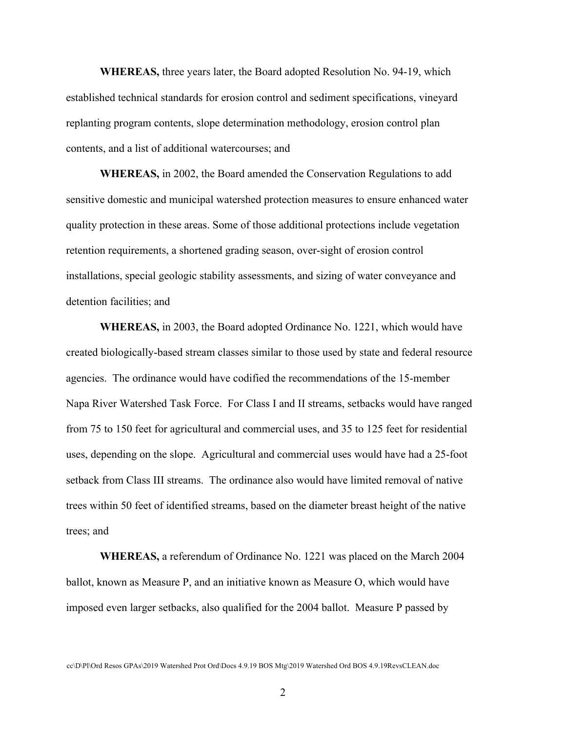**WHEREAS,** three years later, the Board adopted Resolution No. 94-19, which established technical standards for erosion control and sediment specifications, vineyard replanting program contents, slope determination methodology, erosion control plan contents, and a list of additional watercourses; and

**WHEREAS,** in 2002, the Board amended the Conservation Regulations to add sensitive domestic and municipal watershed protection measures to ensure enhanced water quality protection in these areas. Some of those additional protections include vegetation retention requirements, a shortened grading season, over-sight of erosion control installations, special geologic stability assessments, and sizing of water conveyance and detention facilities; and

**WHEREAS,** in 2003, the Board adopted Ordinance No. 1221, which would have created biologically-based stream classes similar to those used by state and federal resource agencies. The ordinance would have codified the recommendations of the 15-member Napa River Watershed Task Force. For Class I and II streams, setbacks would have ranged from 75 to 150 feet for agricultural and commercial uses, and 35 to 125 feet for residential uses, depending on the slope. Agricultural and commercial uses would have had a 25-foot setback from Class III streams. The ordinance also would have limited removal of native trees within 50 feet of identified streams, based on the diameter breast height of the native trees; and

**WHEREAS,** a referendum of Ordinance No. 1221 was placed on the March 2004 ballot, known as Measure P, and an initiative known as Measure O, which would have imposed even larger setbacks, also qualified for the 2004 ballot. Measure P passed by

cc\D\Pl\Ord Resos GPAs\2019 Watershed Prot Ord\Docs 4.9.19 BOS Mtg\2019 Watershed Ord BOS 4.9.19RevsCLEAN.doc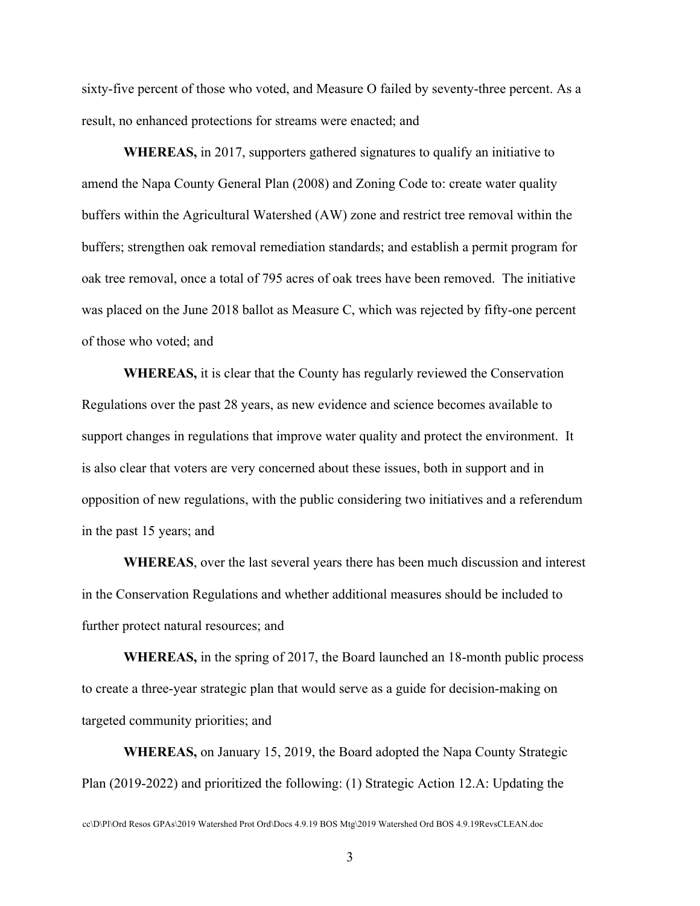sixty-five percent of those who voted, and Measure O failed by seventy-three percent. As a result, no enhanced protections for streams were enacted; and

**WHEREAS,** in 2017, supporters gathered signatures to qualify an initiative to amend the Napa County General Plan (2008) and Zoning Code to: create water quality buffers within the Agricultural Watershed (AW) zone and restrict tree removal within the buffers; strengthen oak removal remediation standards; and establish a permit program for oak tree removal, once a total of 795 acres of oak trees have been removed. The initiative was placed on the June 2018 ballot as Measure C, which was rejected by fifty-one percent of those who voted; and

**WHEREAS,** it is clear that the County has regularly reviewed the Conservation Regulations over the past 28 years, as new evidence and science becomes available to support changes in regulations that improve water quality and protect the environment. It is also clear that voters are very concerned about these issues, both in support and in opposition of new regulations, with the public considering two initiatives and a referendum in the past 15 years; and

**WHEREAS**, over the last several years there has been much discussion and interest in the Conservation Regulations and whether additional measures should be included to further protect natural resources; and

**WHEREAS,** in the spring of 2017, the Board launched an 18-month public process to create a three-year strategic plan that would serve as a guide for decision-making on targeted community priorities; and

**WHEREAS,** on January 15, 2019, the Board adopted the Napa County Strategic Plan (2019-2022) and prioritized the following: (1) Strategic Action 12.A: Updating the

cc\D\Pl\Ord Resos GPAs\2019 Watershed Prot Ord\Docs 4.9.19 BOS Mtg\2019 Watershed Ord BOS 4.9.19RevsCLEAN.doc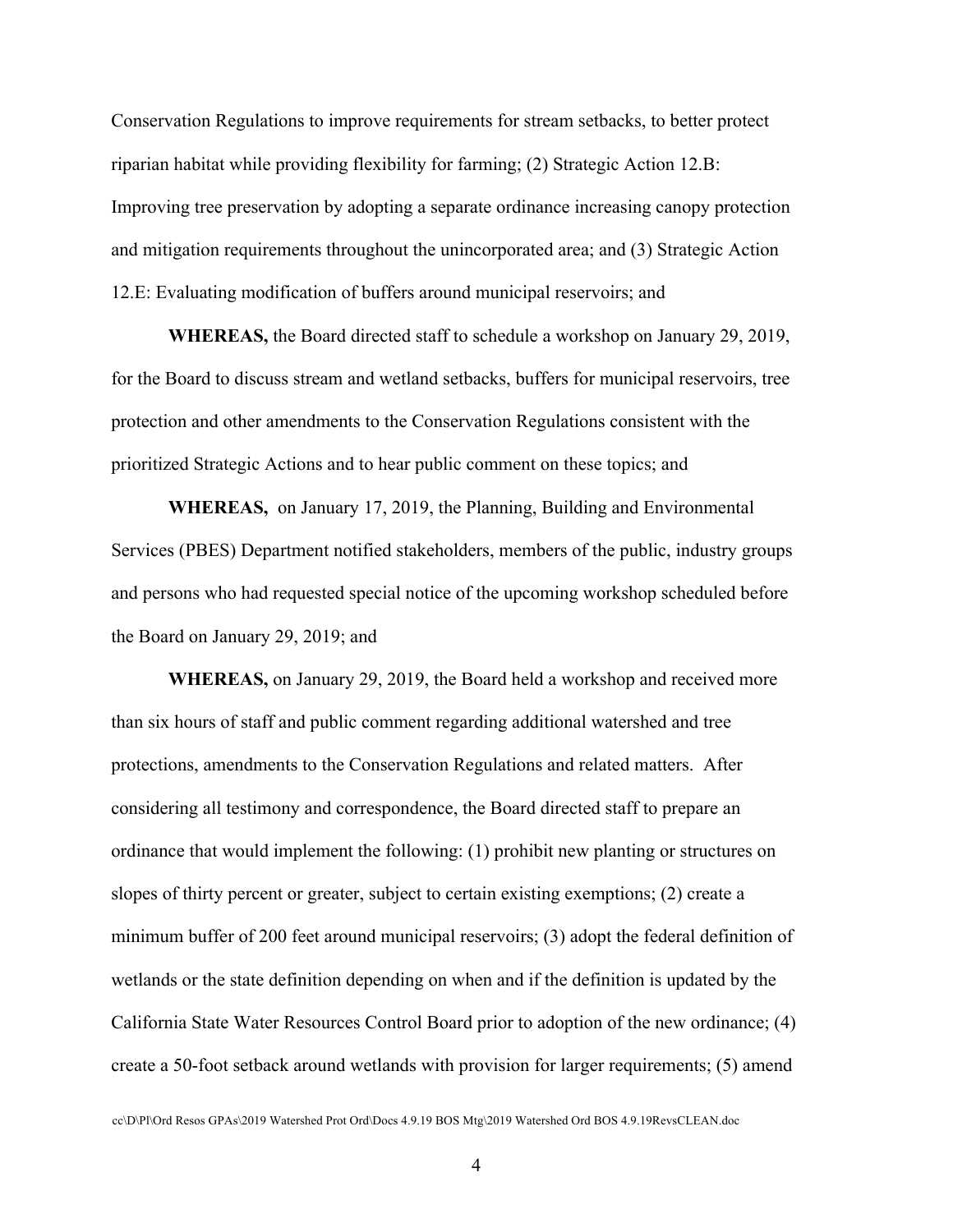Conservation Regulations to improve requirements for stream setbacks, to better protect riparian habitat while providing flexibility for farming; (2) Strategic Action 12.B: Improving tree preservation by adopting a separate ordinance increasing canopy protection and mitigation requirements throughout the unincorporated area; and (3) Strategic Action 12.E: Evaluating modification of buffers around municipal reservoirs; and

**WHEREAS,** the Board directed staff to schedule a workshop on January 29, 2019, for the Board to discuss stream and wetland setbacks, buffers for municipal reservoirs, tree protection and other amendments to the Conservation Regulations consistent with the prioritized Strategic Actions and to hear public comment on these topics; and

**WHEREAS,** on January 17, 2019, the Planning, Building and Environmental Services (PBES) Department notified stakeholders, members of the public, industry groups and persons who had requested special notice of the upcoming workshop scheduled before the Board on January 29, 2019; and

**WHEREAS,** on January 29, 2019, the Board held a workshop and received more than six hours of staff and public comment regarding additional watershed and tree protections, amendments to the Conservation Regulations and related matters. After considering all testimony and correspondence, the Board directed staff to prepare an ordinance that would implement the following: (1) prohibit new planting or structures on slopes of thirty percent or greater, subject to certain existing exemptions; (2) create a minimum buffer of 200 feet around municipal reservoirs; (3) adopt the federal definition of wetlands or the state definition depending on when and if the definition is updated by the California State Water Resources Control Board prior to adoption of the new ordinance; (4) create a 50-foot setback around wetlands with provision for larger requirements; (5) amend

cc\D\Pl\Ord Resos GPAs\2019 Watershed Prot Ord\Docs 4.9.19 BOS Mtg\2019 Watershed Ord BOS 4.9.19RevsCLEAN.doc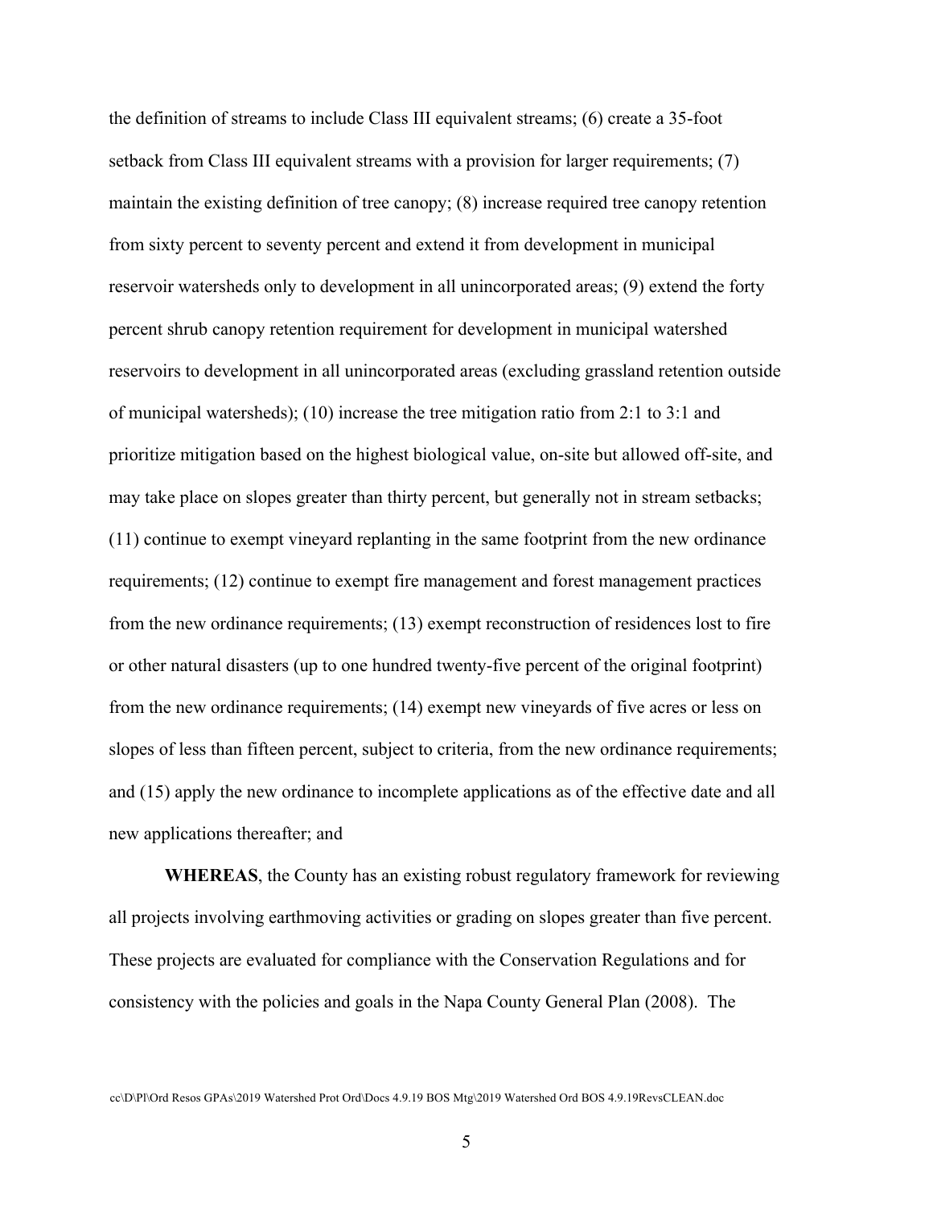the definition of streams to include Class III equivalent streams; (6) create a 35-foot setback from Class III equivalent streams with a provision for larger requirements; (7) maintain the existing definition of tree canopy; (8) increase required tree canopy retention from sixty percent to seventy percent and extend it from development in municipal reservoir watersheds only to development in all unincorporated areas; (9) extend the forty percent shrub canopy retention requirement for development in municipal watershed reservoirs to development in all unincorporated areas (excluding grassland retention outside of municipal watersheds); (10) increase the tree mitigation ratio from 2:1 to 3:1 and prioritize mitigation based on the highest biological value, on-site but allowed off-site, and may take place on slopes greater than thirty percent, but generally not in stream setbacks; (11) continue to exempt vineyard replanting in the same footprint from the new ordinance requirements; (12) continue to exempt fire management and forest management practices from the new ordinance requirements; (13) exempt reconstruction of residences lost to fire or other natural disasters (up to one hundred twenty-five percent of the original footprint) from the new ordinance requirements; (14) exempt new vineyards of five acres or less on slopes of less than fifteen percent, subject to criteria, from the new ordinance requirements; and (15) apply the new ordinance to incomplete applications as of the effective date and all new applications thereafter; and

**WHEREAS**, the County has an existing robust regulatory framework for reviewing all projects involving earthmoving activities or grading on slopes greater than five percent. These projects are evaluated for compliance with the Conservation Regulations and for consistency with the policies and goals in the Napa County General Plan (2008). The

cc\D\Pl\Ord Resos GPAs\2019 Watershed Prot Ord\Docs 4.9.19 BOS Mtg\2019 Watershed Ord BOS 4.9.19RevsCLEAN.doc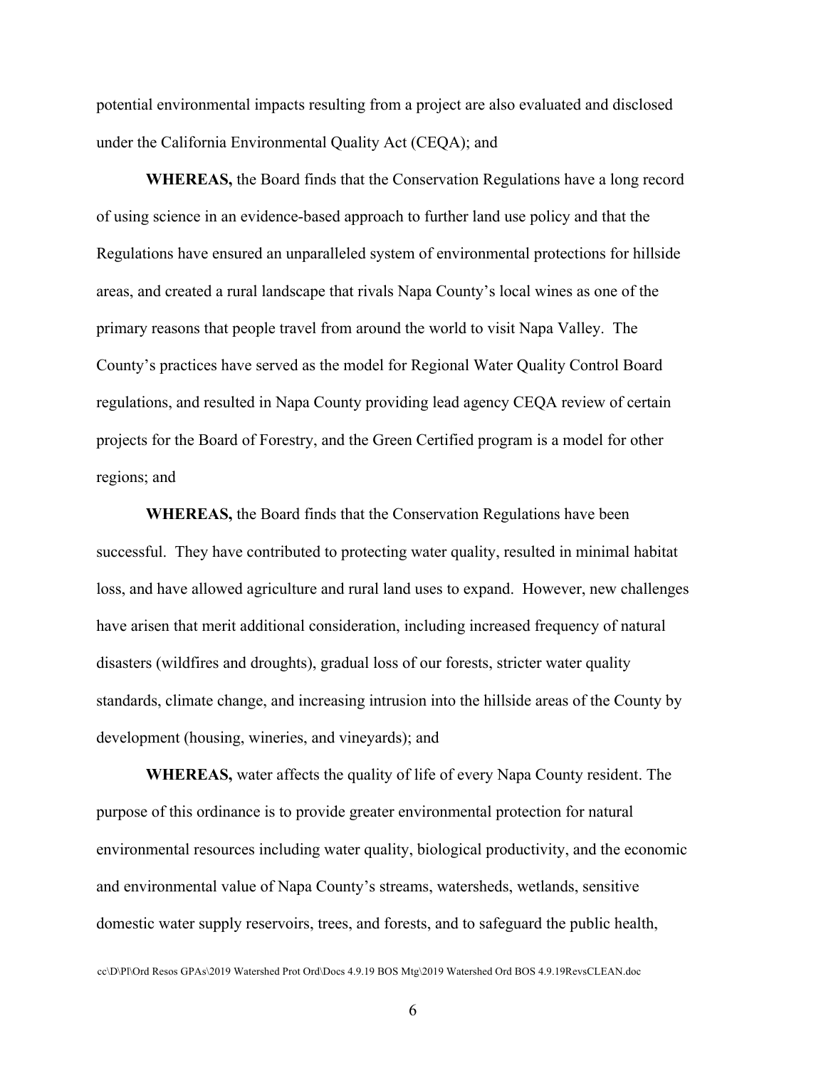potential environmental impacts resulting from a project are also evaluated and disclosed under the California Environmental Quality Act (CEQA); and

**WHEREAS,** the Board finds that the Conservation Regulations have a long record of using science in an evidence-based approach to further land use policy and that the Regulations have ensured an unparalleled system of environmental protections for hillside areas, and created a rural landscape that rivals Napa County's local wines as one of the primary reasons that people travel from around the world to visit Napa Valley. The County's practices have served as the model for Regional Water Quality Control Board regulations, and resulted in Napa County providing lead agency CEQA review of certain projects for the Board of Forestry, and the Green Certified program is a model for other regions; and

**WHEREAS,** the Board finds that the Conservation Regulations have been successful. They have contributed to protecting water quality, resulted in minimal habitat loss, and have allowed agriculture and rural land uses to expand. However, new challenges have arisen that merit additional consideration, including increased frequency of natural disasters (wildfires and droughts), gradual loss of our forests, stricter water quality standards, climate change, and increasing intrusion into the hillside areas of the County by development (housing, wineries, and vineyards); and

**WHEREAS,** water affects the quality of life of every Napa County resident. The purpose of this ordinance is to provide greater environmental protection for natural environmental resources including water quality, biological productivity, and the economic and environmental value of Napa County's streams, watersheds, wetlands, sensitive domestic water supply reservoirs, trees, and forests, and to safeguard the public health,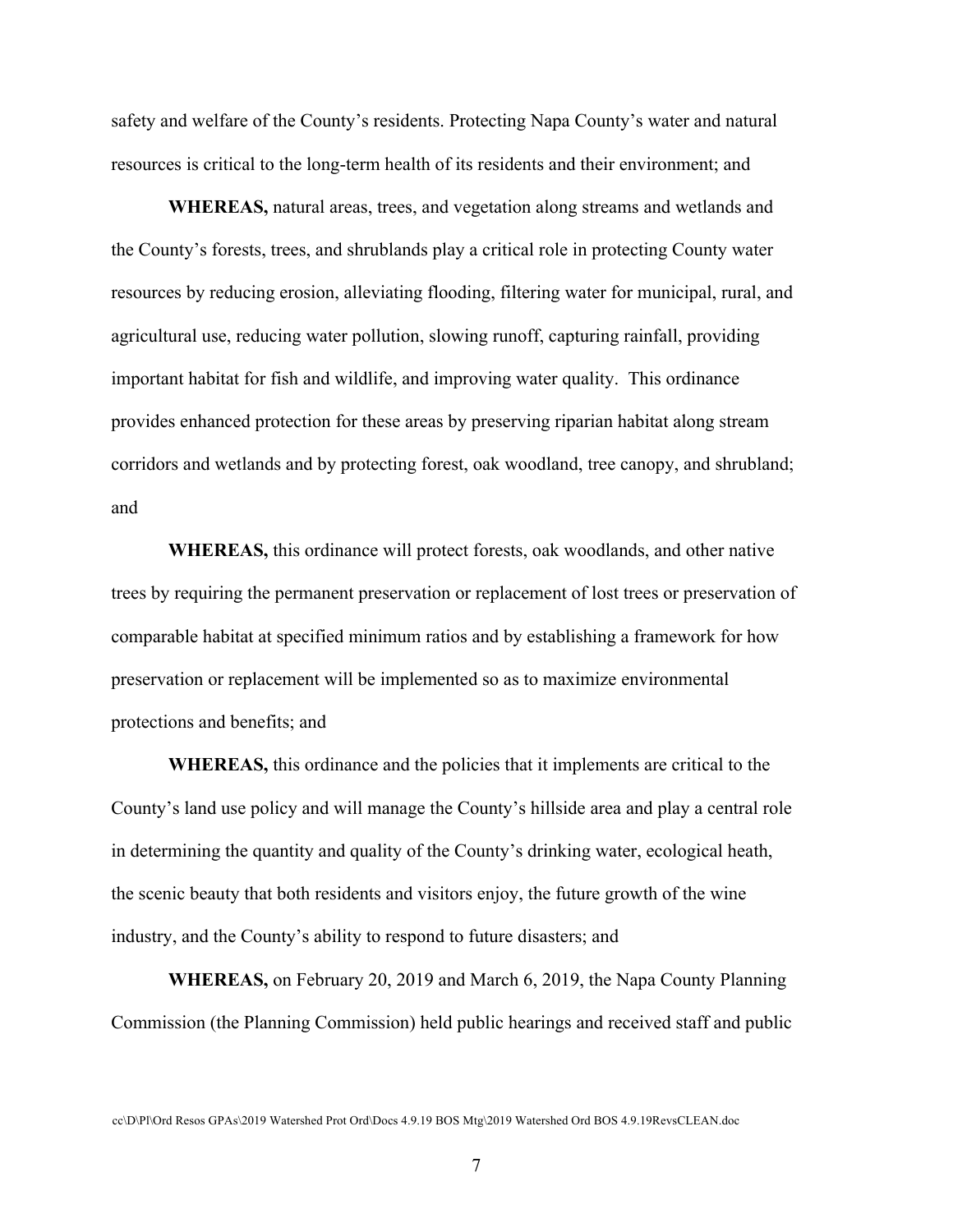safety and welfare of the County's residents. Protecting Napa County's water and natural resources is critical to the long-term health of its residents and their environment; and

**WHEREAS,** natural areas, trees, and vegetation along streams and wetlands and the County's forests, trees, and shrublands play a critical role in protecting County water resources by reducing erosion, alleviating flooding, filtering water for municipal, rural, and agricultural use, reducing water pollution, slowing runoff, capturing rainfall, providing important habitat for fish and wildlife, and improving water quality. This ordinance provides enhanced protection for these areas by preserving riparian habitat along stream corridors and wetlands and by protecting forest, oak woodland, tree canopy, and shrubland; and

**WHEREAS,** this ordinance will protect forests, oak woodlands, and other native trees by requiring the permanent preservation or replacement of lost trees or preservation of comparable habitat at specified minimum ratios and by establishing a framework for how preservation or replacement will be implemented so as to maximize environmental protections and benefits; and

**WHEREAS,** this ordinance and the policies that it implements are critical to the County's land use policy and will manage the County's hillside area and play a central role in determining the quantity and quality of the County's drinking water, ecological heath, the scenic beauty that both residents and visitors enjoy, the future growth of the wine industry, and the County's ability to respond to future disasters; and

**WHEREAS,** on February 20, 2019 and March 6, 2019, the Napa County Planning Commission (the Planning Commission) held public hearings and received staff and public

cc\D\Pl\Ord Resos GPAs\2019 Watershed Prot Ord\Docs 4.9.19 BOS Mtg\2019 Watershed Ord BOS 4.9.19RevsCLEAN.doc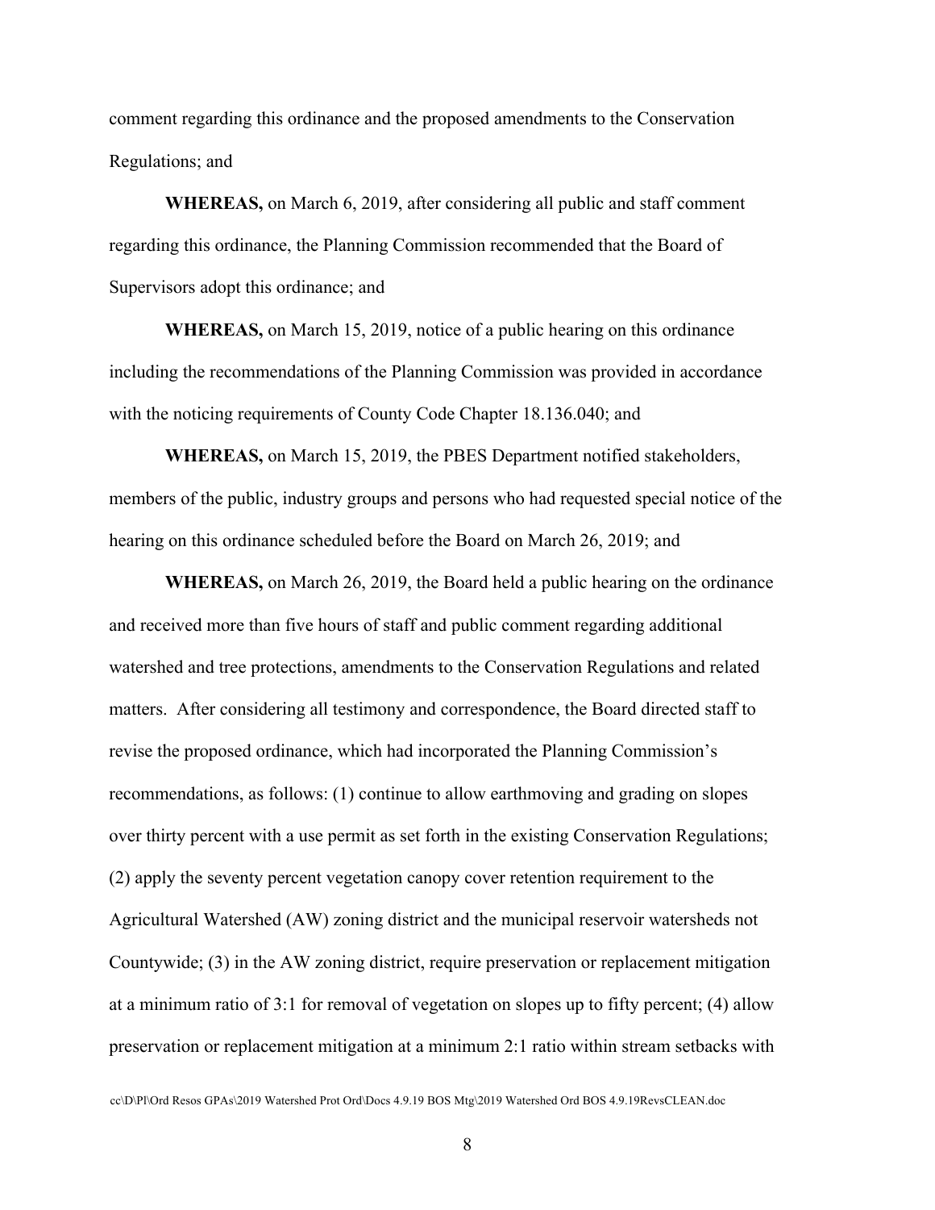comment regarding this ordinance and the proposed amendments to the Conservation Regulations; and

**WHEREAS,** on March 6, 2019, after considering all public and staff comment regarding this ordinance, the Planning Commission recommended that the Board of Supervisors adopt this ordinance; and

**WHEREAS,** on March 15, 2019, notice of a public hearing on this ordinance including the recommendations of the Planning Commission was provided in accordance with the noticing requirements of County Code Chapter 18.136.040; and

**WHEREAS,** on March 15, 2019, the PBES Department notified stakeholders, members of the public, industry groups and persons who had requested special notice of the hearing on this ordinance scheduled before the Board on March 26, 2019; and

**WHEREAS,** on March 26, 2019, the Board held a public hearing on the ordinance and received more than five hours of staff and public comment regarding additional watershed and tree protections, amendments to the Conservation Regulations and related matters. After considering all testimony and correspondence, the Board directed staff to revise the proposed ordinance, which had incorporated the Planning Commission's recommendations, as follows: (1) continue to allow earthmoving and grading on slopes over thirty percent with a use permit as set forth in the existing Conservation Regulations; (2) apply the seventy percent vegetation canopy cover retention requirement to the Agricultural Watershed (AW) zoning district and the municipal reservoir watersheds not Countywide; (3) in the AW zoning district, require preservation or replacement mitigation at a minimum ratio of 3:1 for removal of vegetation on slopes up to fifty percent; (4) allow preservation or replacement mitigation at a minimum 2:1 ratio within stream setbacks with

cc\D\Pl\Ord Resos GPAs\2019 Watershed Prot Ord\Docs 4.9.19 BOS Mtg\2019 Watershed Ord BOS 4.9.19RevsCLEAN.doc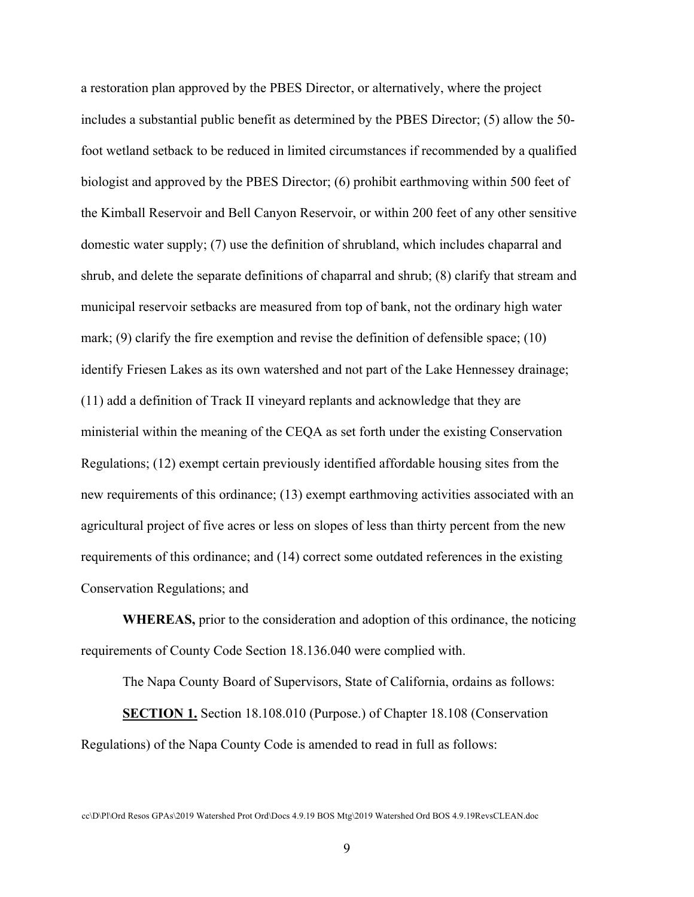a restoration plan approved by the PBES Director, or alternatively, where the project includes a substantial public benefit as determined by the PBES Director; (5) allow the 50-foot wetland setback to be reduced in limited circumstances if recommended by a qualified biologist and approved by the PBES Director; (6) prohibit earthmoving within 500 feet of the Kimball Reservoir and Bell Canyon Reservoir, or within 200 feet of any other sensitive domestic water supply; (7) use the definition of shrubland, which includes chaparral and shrub, and delete the separate definitions of chaparral and shrub; (8) clarify that stream and municipal reservoir setbacks are measured from top of bank, not the ordinary high water mark; (9) clarify the fire exemption and revise the definition of defensible space; (10) identify Friesen Lakes as its own watershed and not part of the Lake Hennessey drainage; (11) add a definition of Track II vineyard replants and acknowledge that they are ministerial within the meaning of the CEQA as set forth under the existing Conservation Regulations; (12) exempt certain previously identified affordable housing sites from the new requirements of this ordinance; (13) exempt earthmoving activities associated with an agricultural project of five acres or less on slopes of less than thirty percent from the new requirements of this ordinance; and (14) correct some outdated references in the existing Conservation Regulations; and

**WHEREAS,** prior to the consideration and adoption of this ordinance, the noticing requirements of County Code Section 18.136.040 were complied with.

The Napa County Board of Supervisors, State of California, ordains as follows:

**SECTION 1.** Section 18.108.010 (Purpose.) of Chapter 18.108 (Conservation Regulations) of the Napa County Code is amended to read in full as follows:

cc\D\Pl\Ord Resos GPAs\2019 Watershed Prot Ord\Docs 4.9.19 BOS Mtg\2019 Watershed Ord BOS 4.9.19RevsCLEAN.doc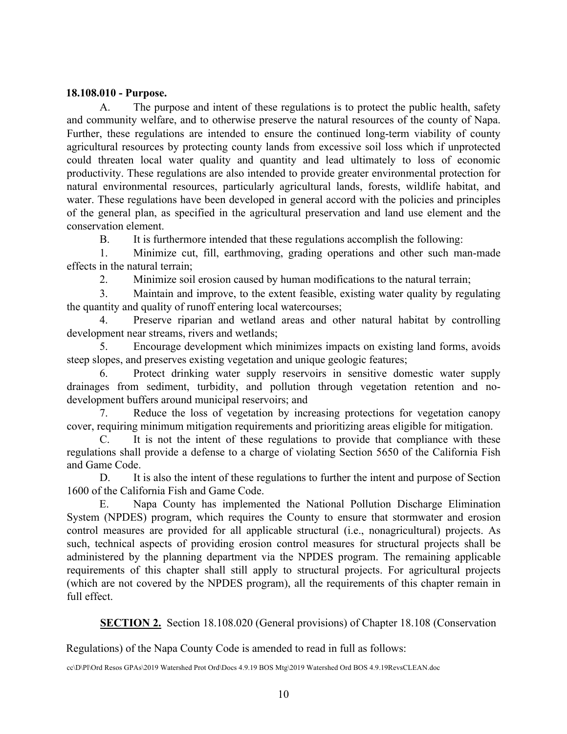**18.108.010 - Purpose.**

A. The purpose and intent of these regulations is to protect the public health, safety and community welfare, and to otherwise preserve the natural resources of the county of Napa. Further, these regulations are intended to ensure the continued long-term viability of county agricultural resources by protecting county lands from excessive soil loss which if unprotected could threaten local water quality and quantity and lead ultimately to loss of economic productivity. These regulations are also intended to provide greater environmental protection for natural environmental resources, particularly agricultural lands, forests, wildlife habitat, and water. These regulations have been developed in general accord with the policies and principles of the general plan, as specified in the agricultural preservation and land use element and the conservation element.

B. It is furthermore intended that these regulations accomplish the following:

1. Minimize cut, fill, earthmoving, grading operations and other such man-made effects in the natural terrain;

2. Minimize soil erosion caused by human modifications to the natural terrain;

3. Maintain and improve, to the extent feasible, existing water quality by regulating the quantity and quality of runoff entering local watercourses;

4. Preserve riparian and wetland areas and other natural habitat by controlling development near streams, rivers and wetlands;

5. Encourage development which minimizes impacts on existing land forms, avoids steep slopes, and preserves existing vegetation and unique geologic features;

6. Protect drinking water supply reservoirs in sensitive domestic water supply drainages from sediment, turbidity, and pollution through vegetation retention and no-development buffers around municipal reservoirs; and

7. Reduce the loss of vegetation by increasing protections for vegetation canopy cover, requiring minimum mitigation requirements and prioritizing areas eligible for mitigation.

C. It is not the intent of these regulations to provide that compliance with these regulations shall provide a defense to a charge of violating Section 5650 of the California Fish and Game Code.

D. It is also the intent of these regulations to further the intent and purpose of Section 1600 of the California Fish and Game Code.

E. Napa County has implemented the National Pollution Discharge Elimination System (NPDES) program, which requires the County to ensure that stormwater and erosion control measures are provided for all applicable structural (i.e., nonagricultural) projects. As such, technical aspects of providing erosion control measures for structural projects shall be administered by the planning department via the NPDES program. The remaining applicable requirements of this chapter shall still apply to structural projects. For agricultural projects (which are not covered by the NPDES program), all the requirements of this chapter remain in full effect.

**SECTION 2.** Section 18.108.020 (General provisions) of Chapter 18.108 (Conservation Regulations) of the Napa County Code is amended to read in full as follows:

cc\D\Pl\Ord Resos GPAs\2019 Watershed Prot Ord\Docs 4.9.19 BOS Mtg\2019 Watershed Ord BOS 4.9.19RevsCLEAN.doc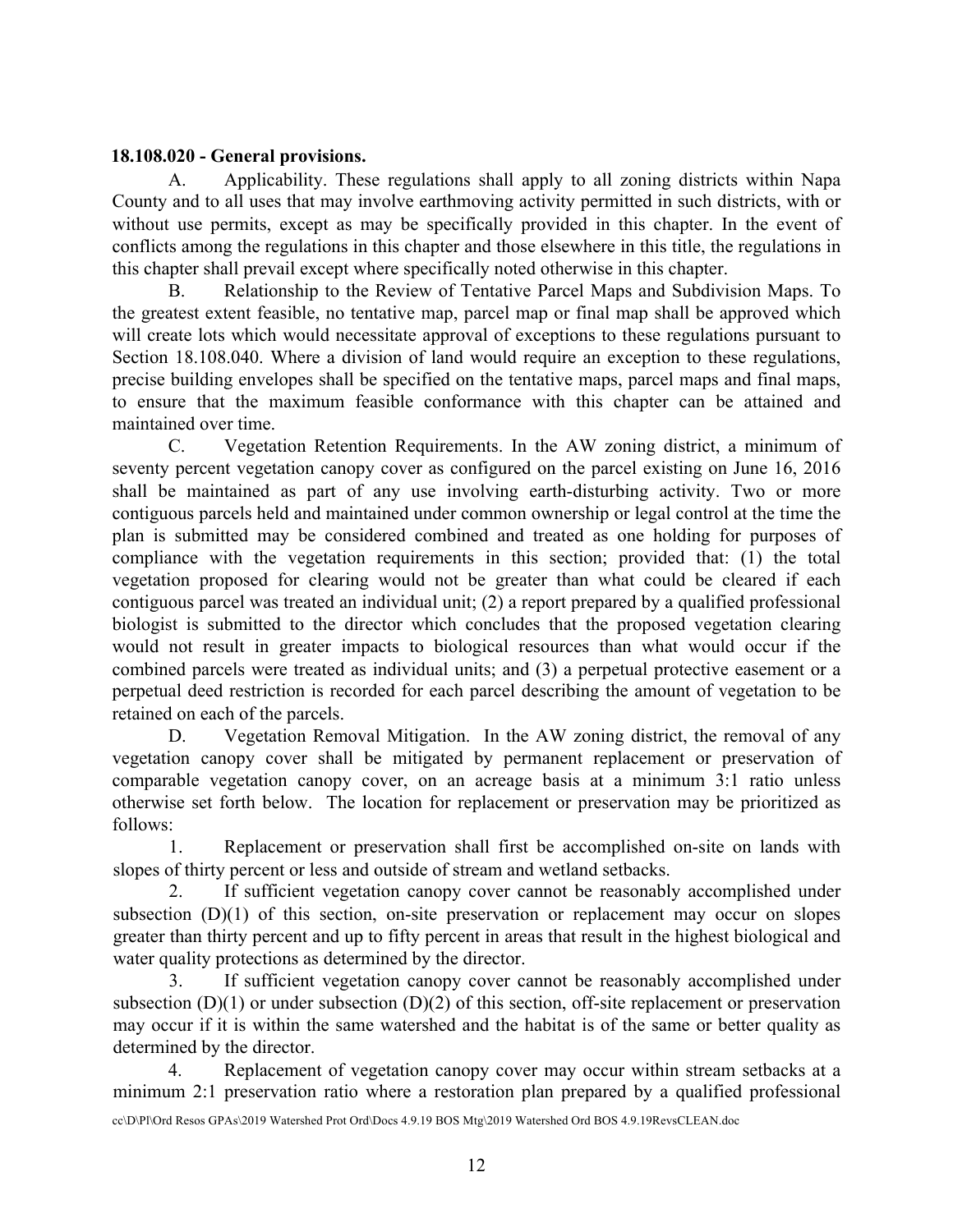**18.108.020 - General provisions.**

A. Applicability. These regulations shall apply to all zoning districts within Napa County and to all uses that may involve earthmoving activity permitted in such districts, with or without use permits, except as may be specifically provided in this chapter. In the event of conflicts among the regulations in this chapter and those elsewhere in this title, the regulations in this chapter shall prevail except where specifically noted otherwise in this chapter.

B. Relationship to the Review of Tentative Parcel Maps and Subdivision Maps. To the greatest extent feasible, no tentative map, parcel map or final map shall be approved which will create lots which would necessitate approval of exceptions to these regulations pursuant to Section 18.108.040. Where a division of land would require an exception to these regulations, precise building envelopes shall be specified on the tentative maps, parcel maps and final maps, to ensure that the maximum feasible conformance with this chapter can be attained and maintained over time.

C. Vegetation Retention Requirements. In the AW zoning district, a minimum of seventy percent vegetation canopy cover as configured on the parcel existing on June 16, 2016 shall be maintained as part of any use involving earth-disturbing activity. Two or more contiguous parcels held and maintained under common ownership or legal control at the time the plan is submitted may be considered combined and treated as one holding for purposes of compliance with the vegetation requirements in this section; provided that: (1) the total vegetation proposed for clearing would not be greater than what could be cleared if each contiguous parcel was treated an individual unit; (2) a report prepared by a qualified professional biologist is submitted to the director which concludes that the proposed vegetation clearing would not result in greater impacts to biological resources than what would occur if the combined parcels were treated as individual units; and (3) a perpetual protective easement or a perpetual deed restriction is recorded for each parcel describing the amount of vegetation to be retained on each of the parcels.

D. Vegetation Removal Mitigation. In the AW zoning district, the removal of any vegetation canopy cover shall be mitigated by permanent replacement or preservation of comparable vegetation canopy cover, on an acreage basis at a minimum 3:1 ratio unless otherwise set forth below. The location for replacement or preservation may be prioritized as follows:

1. Replacement or preservation shall first be accomplished on-site on lands with slopes of thirty percent or less and outside of stream and wetland setbacks.

2. If sufficient vegetation canopy cover cannot be reasonably accomplished under subsection (D)(1) of this section, on-site preservation or replacement may occur on slopes greater than thirty percent and up to fifty percent in areas that result in the highest biological and water quality protections as determined by the director.

3. If sufficient vegetation canopy cover cannot be reasonably accomplished under subsection (D)(1) or under subsection (D)(2) of this section, off-site replacement or preservation may occur if it is within the same watershed and the habitat is of the same or better quality as determined by the director.

4. Replacement of vegetation canopy cover may occur within stream setbacks at a minimum 2:1 preservation ratio where a restoration plan prepared by a qualified professional

cc\D\Pl\Ord Resos GPAs\2019 Watershed Prot Ord\Docs 4.9.19 BOS Mtg\2019 Watershed Ord BOS 4.9.19RevsCLEAN.doc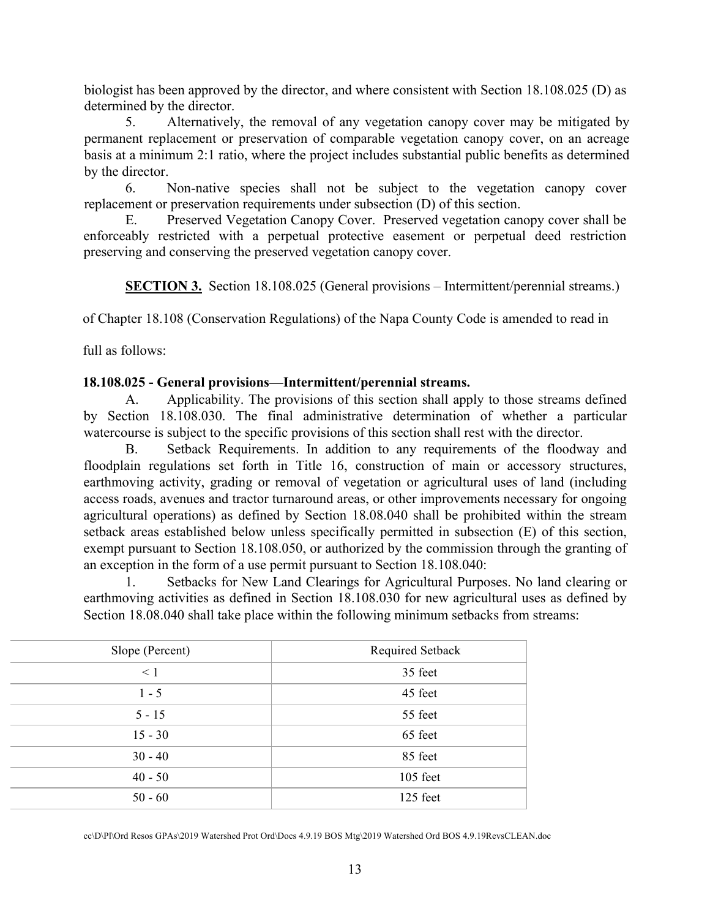biologist has been approved by the director, and where consistent with Section 18.108.025 (D) as determined by the director.

5. Alternatively, the removal of any vegetation canopy cover may be mitigated by permanent replacement or preservation of comparable vegetation canopy cover, on an acreage basis at a minimum 2:1 ratio, where the project includes substantial public benefits as determined by the director.

6. Non-native species shall not be subject to the vegetation canopy cover replacement or preservation requirements under subsection (D) of this section.

E. Preserved Vegetation Canopy Cover. Preserved vegetation canopy cover shall be enforceably restricted with a perpetual protective easement or perpetual deed restriction preserving and conserving the preserved vegetation canopy cover.

**SECTION 3.** Section 18.108.025 (General provisions – Intermittent/perennial streams.) of Chapter 18.108 (Conservation Regulations) of the Napa County Code is amended to read in full as follows:

**18.108.025 - General provisions—Intermittent/perennial streams.**

A. Applicability. The provisions of this section shall apply to those streams defined by Section 18.108.030. The final administrative determination of whether a particular watercourse is subject to the specific provisions of this section shall rest with the director.

B. Setback Requirements. In addition to any requirements of the floodway and floodplain regulations set forth in Title 16, construction of main or accessory structures, earthmoving activity, grading or removal of vegetation or agricultural uses of land (including access roads, avenues and tractor turnaround areas, or other improvements necessary for ongoing agricultural operations) as defined by Section 18.08.040 shall be prohibited within the stream setback areas established below unless specifically permitted in subsection (E) of this section, exempt pursuant to Section 18.108.050, or authorized by the commission through the granting of an exception in the form of a use permit pursuant to Section 18.108.040:

1. Setbacks for New Land Clearings for Agricultural Purposes. No land clearing or earthmoving activities as defined in Section 18.108.030 for new agricultural uses as defined by Section 18.08.040 shall take place within the following minimum setbacks from streams:

| Slope (Percent) | Required Setback |
|---|---|
| < 1 | 35 feet |
| 1 - 5 | 45 feet |
| 5 - 15 | 55 feet |
| 15 - 30 | 65 feet |
| 30 - 40 | 85 feet |
| 40 - 50 | 105 feet |
| 50 - 60 | 125 feet |

cc\D\Pl\Ord Resos GPAs\2019 Watershed Prot Ord\Docs 4.9.19 BOS Mtg\2019 Watershed Ord BOS 4.9.19RevsCLEAN.doc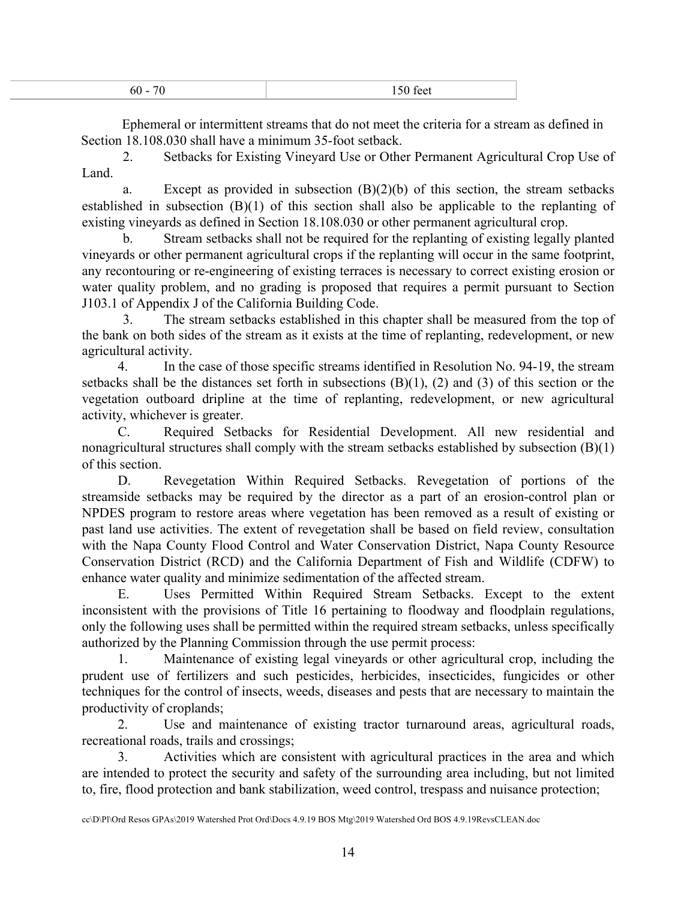| 60 - 70 | 150 feet |
|---|---|

Ephemeral or intermittent streams that do not meet the criteria for a stream as defined in Section 18.108.030 shall have a minimum 35-foot setback.

2. Setbacks for Existing Vineyard Use or Other Permanent Agricultural Crop Use of Land.

a. Except as provided in subsection (B)(2)(b) of this section, the stream setbacks established in subsection (B)(1) of this section shall also be applicable to the replanting of existing vineyards as defined in Section 18.108.030 or other permanent agricultural crop.

b. Stream setbacks shall not be required for the replanting of existing legally planted vineyards or other permanent agricultural crops if the replanting will occur in the same footprint, any recontouring or re-engineering of existing terraces is necessary to correct existing erosion or water quality problem, and no grading is proposed that requires a permit pursuant to Section J103.1 of Appendix J of the California Building Code.

3. The stream setbacks established in this chapter shall be measured from the top of the bank on both sides of the stream as it exists at the time of replanting, redevelopment, or new agricultural activity.

4. In the case of those specific streams identified in Resolution No. 94-19, the stream setbacks shall be the distances set forth in subsections (B)(1), (2) and (3) of this section or the vegetation outboard dripline at the time of replanting, redevelopment, or new agricultural activity, whichever is greater.

C. Required Setbacks for Residential Development. All new residential and nonagricultural structures shall comply with the stream setbacks established by subsection (B)(1) of this section.

D. Revegetation Within Required Setbacks. Revegetation of portions of the streamside setbacks may be required by the director as a part of an erosion-control plan or NPDES program to restore areas where vegetation has been removed as a result of existing or past land use activities. The extent of revegetation shall be based on field review, consultation with the Napa County Flood Control and Water Conservation District, Napa County Resource Conservation District (RCD) and the California Department of Fish and Wildlife (CDFW) to enhance water quality and minimize sedimentation of the affected stream.

E. Uses Permitted Within Required Stream Setbacks. Except to the extent inconsistent with the provisions of Title 16 pertaining to floodway and floodplain regulations, only the following uses shall be permitted within the required stream setbacks, unless specifically authorized by the Planning Commission through the use permit process:

1. Maintenance of existing legal vineyards or other agricultural crop, including the prudent use of fertilizers and such pesticides, herbicides, insecticides, fungicides or other techniques for the control of insects, weeds, diseases and pests that are necessary to maintain the productivity of croplands;

2. Use and maintenance of existing tractor turnaround areas, agricultural roads, recreational roads, trails and crossings;

3. Activities which are consistent with agricultural practices in the area and which are intended to protect the security and safety of the surrounding area including, but not limited to, fire, flood protection and bank stabilization, weed control, trespass and nuisance protection;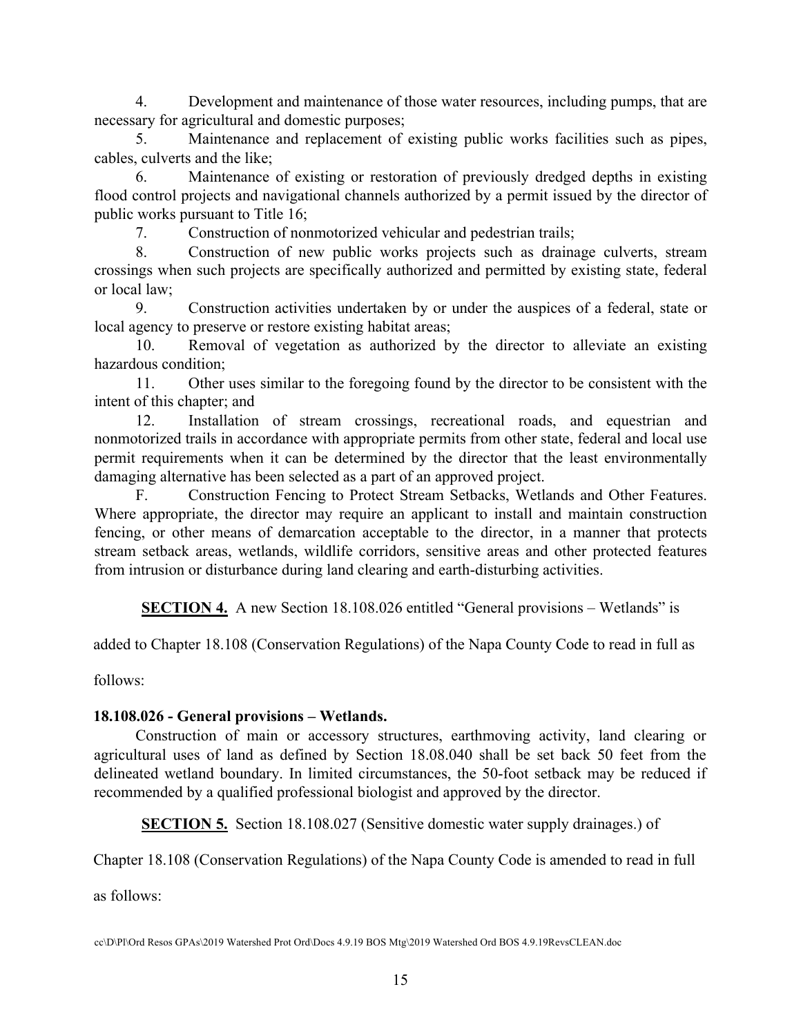4. Development and maintenance of those water resources, including pumps, that are necessary for agricultural and domestic purposes;

5. Maintenance and replacement of existing public works facilities such as pipes, cables, culverts and the like;

6. Maintenance of existing or restoration of previously dredged depths in existing flood control projects and navigational channels authorized by a permit issued by the director of public works pursuant to Title 16;

7. Construction of nonmotorized vehicular and pedestrian trails;

8. Construction of new public works projects such as drainage culverts, stream crossings when such projects are specifically authorized and permitted by existing state, federal or local law;

9. Construction activities undertaken by or under the auspices of a federal, state or local agency to preserve or restore existing habitat areas;

10. Removal of vegetation as authorized by the director to alleviate an existing hazardous condition;

11. Other uses similar to the foregoing found by the director to be consistent with the intent of this chapter; and

12. Installation of stream crossings, recreational roads, and equestrian and nonmotorized trails in accordance with appropriate permits from other state, federal and local use permit requirements when it can be determined by the director that the least environmentally damaging alternative has been selected as a part of an approved project.

F. Construction Fencing to Protect Stream Setbacks, Wetlands and Other Features. Where appropriate, the director may require an applicant to install and maintain construction fencing, or other means of demarcation acceptable to the director, in a manner that protects stream setback areas, wetlands, wildlife corridors, sensitive areas and other protected features from intrusion or disturbance during land clearing and earth-disturbing activities.

**SECTION 4.** A new Section 18.108.026 entitled "General provisions – Wetlands" is added to Chapter 18.108 (Conservation Regulations) of the Napa County Code to read in full as follows:

**18.108.026 - General provisions – Wetlands.**

Construction of main or accessory structures, earthmoving activity, land clearing or agricultural uses of land as defined by Section 18.08.040 shall be set back 50 feet from the delineated wetland boundary. In limited circumstances, the 50-foot setback may be reduced if recommended by a qualified professional biologist and approved by the director.

**SECTION 5.** Section 18.108.027 (Sensitive domestic water supply drainages.) of Chapter 18.108 (Conservation Regulations) of the Napa County Code is amended to read in full as follows: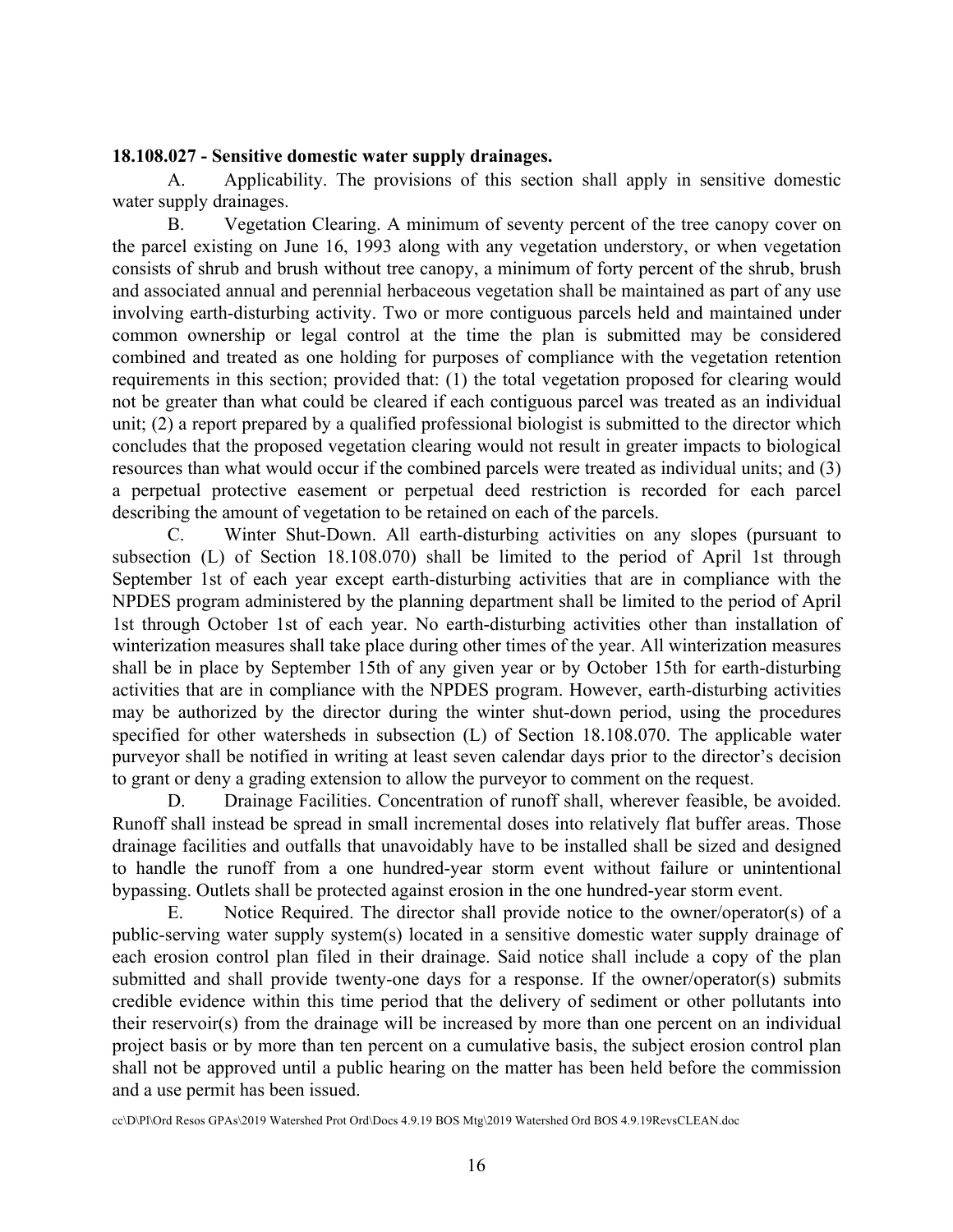**18.108.027 - Sensitive domestic water supply drainages.**

A. Applicability. The provisions of this section shall apply in sensitive domestic water supply drainages.

B. Vegetation Clearing. A minimum of seventy percent of the tree canopy cover on the parcel existing on June 16, 1993 along with any vegetation understory, or when vegetation consists of shrub and brush without tree canopy, a minimum of forty percent of the shrub, brush and associated annual and perennial herbaceous vegetation shall be maintained as part of any use involving earth-disturbing activity. Two or more contiguous parcels held and maintained under common ownership or legal control at the time the plan is submitted may be considered combined and treated as one holding for purposes of compliance with the vegetation retention requirements in this section; provided that: (1) the total vegetation proposed for clearing would not be greater than what could be cleared if each contiguous parcel was treated as an individual unit; (2) a report prepared by a qualified professional biologist is submitted to the director which concludes that the proposed vegetation clearing would not result in greater impacts to biological resources than what would occur if the combined parcels were treated as individual units; and (3) a perpetual protective easement or perpetual deed restriction is recorded for each parcel describing the amount of vegetation to be retained on each of the parcels.

C. Winter Shut-Down. All earth-disturbing activities on any slopes (pursuant to subsection (L) of Section 18.108.070) shall be limited to the period of April 1st through September 1st of each year except earth-disturbing activities that are in compliance with the NPDES program administered by the planning department shall be limited to the period of April 1st through October 1st of each year. No earth-disturbing activities other than installation of winterization measures shall take place during other times of the year. All winterization measures shall be in place by September 15th of any given year or by October 15th for earth-disturbing activities that are in compliance with the NPDES program. However, earth-disturbing activities may be authorized by the director during the winter shut-down period, using the procedures specified for other watersheds in subsection (L) of Section 18.108.070. The applicable water purveyor shall be notified in writing at least seven calendar days prior to the director's decision to grant or deny a grading extension to allow the purveyor to comment on the request.

D. Drainage Facilities. Concentration of runoff shall, wherever feasible, be avoided. Runoff shall instead be spread in small incremental doses into relatively flat buffer areas. Those drainage facilities and outfalls that unavoidably have to be installed shall be sized and designed to handle the runoff from a one hundred-year storm event without failure or unintentional bypassing. Outlets shall be protected against erosion in the one hundred-year storm event.

E. Notice Required. The director shall provide notice to the owner/operator(s) of a public-serving water supply system(s) located in a sensitive domestic water supply drainage of each erosion control plan filed in their drainage. Said notice shall include a copy of the plan submitted and shall provide twenty-one days for a response. If the owner/operator(s) submits credible evidence within this time period that the delivery of sediment or other pollutants into their reservoir(s) from the drainage will be increased by more than one percent on an individual project basis or by more than ten percent on a cumulative basis, the subject erosion control plan shall not be approved until a public hearing on the matter has been held before the commission and a use permit has been issued.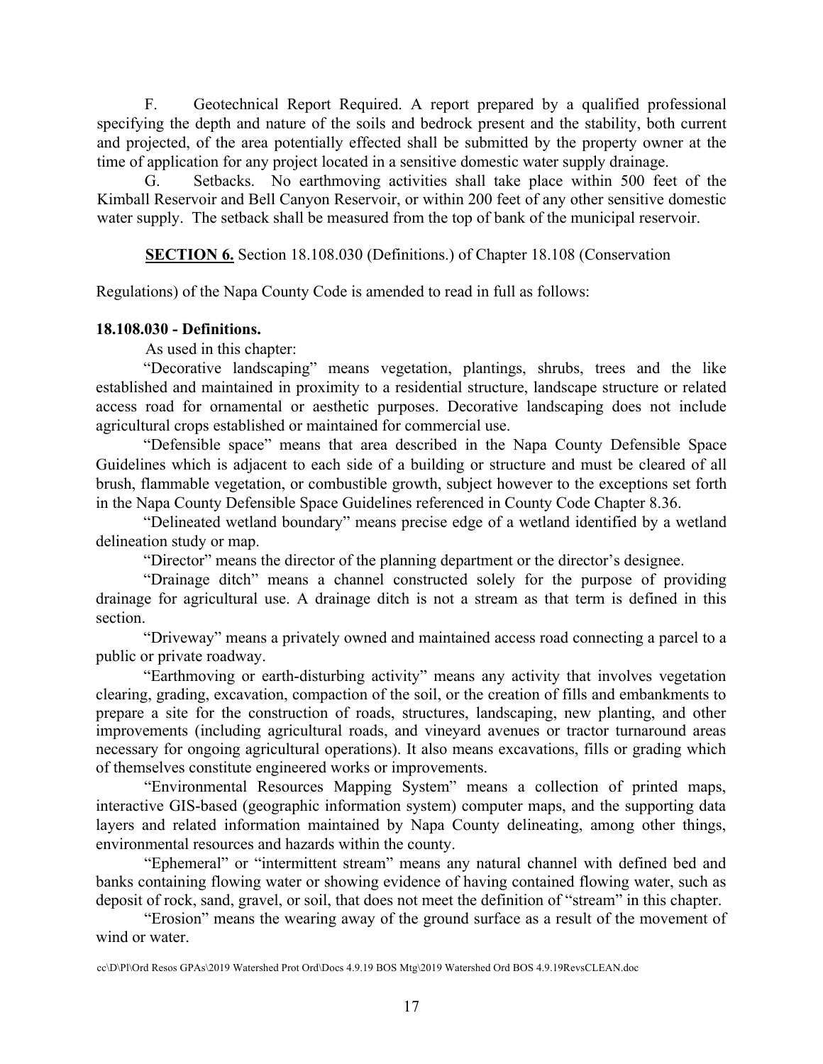F. Geotechnical Report Required. A report prepared by a qualified professional specifying the depth and nature of the soils and bedrock present and the stability, both current and projected, of the area potentially effected shall be submitted by the property owner at the time of application for any project located in a sensitive domestic water supply drainage.

G. Setbacks. No earthmoving activities shall take place within 500 feet of the Kimball Reservoir and Bell Canyon Reservoir, or within 200 feet of any other sensitive domestic water supply. The setback shall be measured from the top of bank of the municipal reservoir.

**SECTION 6.** Section 18.108.030 (Definitions.) of Chapter 18.108 (Conservation Regulations) of the Napa County Code is amended to read in full as follows:

**18.108.030 - Definitions.**

As used in this chapter:

"Decorative landscaping" means vegetation, plantings, shrubs, trees and the like established and maintained in proximity to a residential structure, landscape structure or related access road for ornamental or aesthetic purposes. Decorative landscaping does not include agricultural crops established or maintained for commercial use.

"Defensible space" means that area described in the Napa County Defensible Space Guidelines which is adjacent to each side of a building or structure and must be cleared of all brush, flammable vegetation, or combustible growth, subject however to the exceptions set forth in the Napa County Defensible Space Guidelines referenced in County Code Chapter 8.36.

"Delineated wetland boundary" means precise edge of a wetland identified by a wetland delineation study or map.

"Director" means the director of the planning department or the director's designee.

"Drainage ditch" means a channel constructed solely for the purpose of providing drainage for agricultural use. A drainage ditch is not a stream as that term is defined in this section.

"Driveway" means a privately owned and maintained access road connecting a parcel to a public or private roadway.

"Earthmoving or earth-disturbing activity" means any activity that involves vegetation clearing, grading, excavation, compaction of the soil, or the creation of fills and embankments to prepare a site for the construction of roads, structures, landscaping, new planting, and other improvements (including agricultural roads, and vineyard avenues or tractor turnaround areas necessary for ongoing agricultural operations). It also means excavations, fills or grading which of themselves constitute engineered works or improvements.

"Environmental Resources Mapping System" means a collection of printed maps, interactive GIS-based (geographic information system) computer maps, and the supporting data layers and related information maintained by Napa County delineating, among other things, environmental resources and hazards within the county.

"Ephemeral" or "intermittent stream" means any natural channel with defined bed and banks containing flowing water or showing evidence of having contained flowing water, such as deposit of rock, sand, gravel, or soil, that does not meet the definition of "stream" in this chapter.

"Erosion" means the wearing away of the ground surface as a result of the movement of wind or water.

cc\D\Pl\Ord Resos GPAs\2019 Watershed Prot Ord\Docs 4.9.19 BOS Mtg\2019 Watershed Ord BOS 4.9.19RevsCLEAN.doc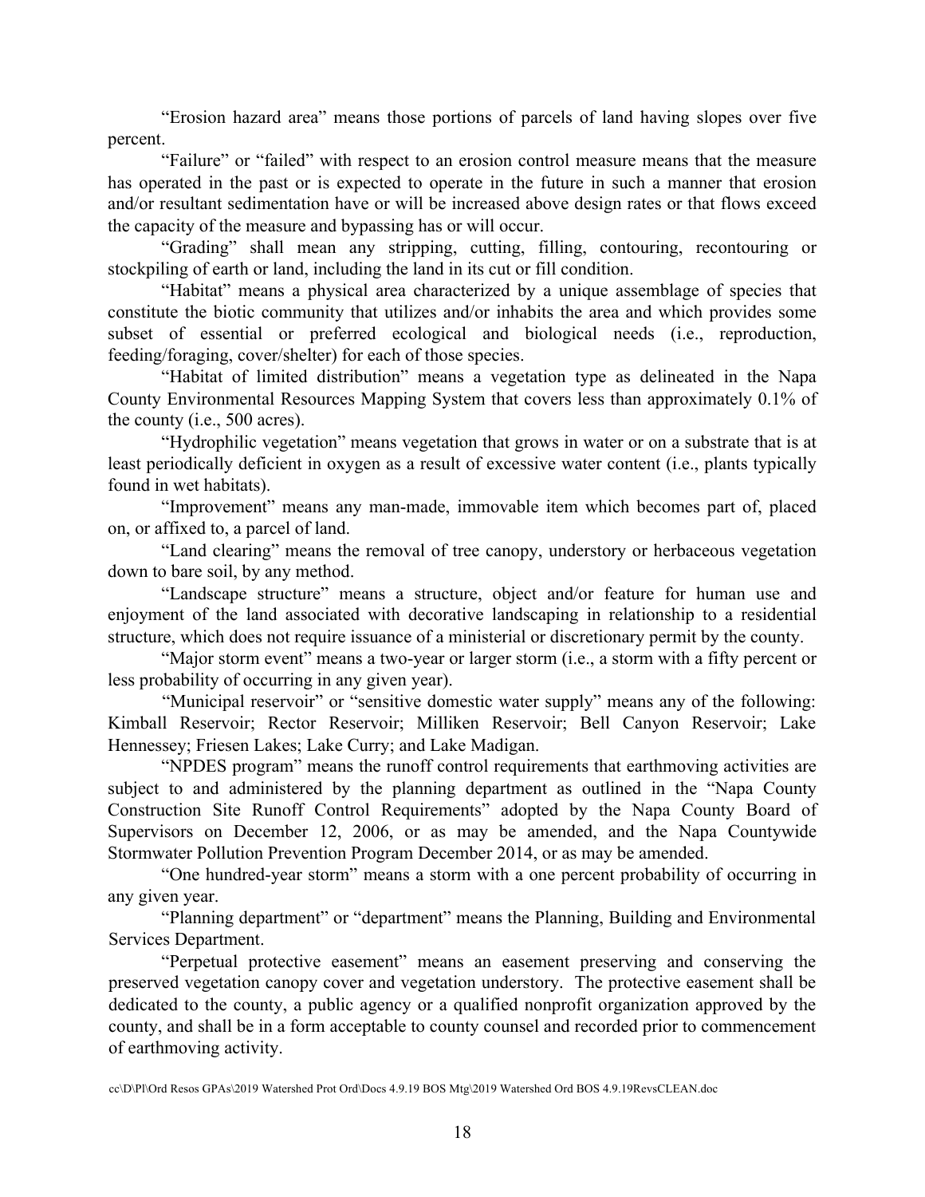"Erosion hazard area" means those portions of parcels of land having slopes over five percent.

"Failure" or "failed" with respect to an erosion control measure means that the measure has operated in the past or is expected to operate in the future in such a manner that erosion and/or resultant sedimentation have or will be increased above design rates or that flows exceed the capacity of the measure and bypassing has or will occur.

"Grading" shall mean any stripping, cutting, filling, contouring, recontouring or stockpiling of earth or land, including the land in its cut or fill condition.

"Habitat" means a physical area characterized by a unique assemblage of species that constitute the biotic community that utilizes and/or inhabits the area and which provides some subset of essential or preferred ecological and biological needs (i.e., reproduction, feeding/foraging, cover/shelter) for each of those species.

"Habitat of limited distribution" means a vegetation type as delineated in the Napa County Environmental Resources Mapping System that covers less than approximately 0.1% of the county (i.e., 500 acres).

"Hydrophilic vegetation" means vegetation that grows in water or on a substrate that is at least periodically deficient in oxygen as a result of excessive water content (i.e., plants typically found in wet habitats).

"Improvement" means any man-made, immovable item which becomes part of, placed on, or affixed to, a parcel of land.

"Land clearing" means the removal of tree canopy, understory or herbaceous vegetation down to bare soil, by any method.

"Landscape structure" means a structure, object and/or feature for human use and enjoyment of the land associated with decorative landscaping in relationship to a residential structure, which does not require issuance of a ministerial or discretionary permit by the county.

"Major storm event" means a two-year or larger storm (i.e., a storm with a fifty percent or less probability of occurring in any given year).

"Municipal reservoir" or "sensitive domestic water supply" means any of the following: Kimball Reservoir; Rector Reservoir; Milliken Reservoir; Bell Canyon Reservoir; Lake Hennessey; Friesen Lakes; Lake Curry; and Lake Madigan.

"NPDES program" means the runoff control requirements that earthmoving activities are subject to and administered by the planning department as outlined in the "Napa County Construction Site Runoff Control Requirements" adopted by the Napa County Board of Supervisors on December 12, 2006, or as may be amended, and the Napa Countywide Stormwater Pollution Prevention Program December 2014, or as may be amended.

"One hundred-year storm" means a storm with a one percent probability of occurring in any given year.

"Planning department" or "department" means the Planning, Building and Environmental Services Department.

"Perpetual protective easement" means an easement preserving and conserving the preserved vegetation canopy cover and vegetation understory. The protective easement shall be dedicated to the county, a public agency or a qualified nonprofit organization approved by the county, and shall be in a form acceptable to county counsel and recorded prior to commencement of earthmoving activity.

cc\D\Pl\Ord Resos GPAs\2019 Watershed Prot Ord\Docs 4.9.19 BOS Mtg\2019 Watershed Ord BOS 4.9.19RevsCLEAN.doc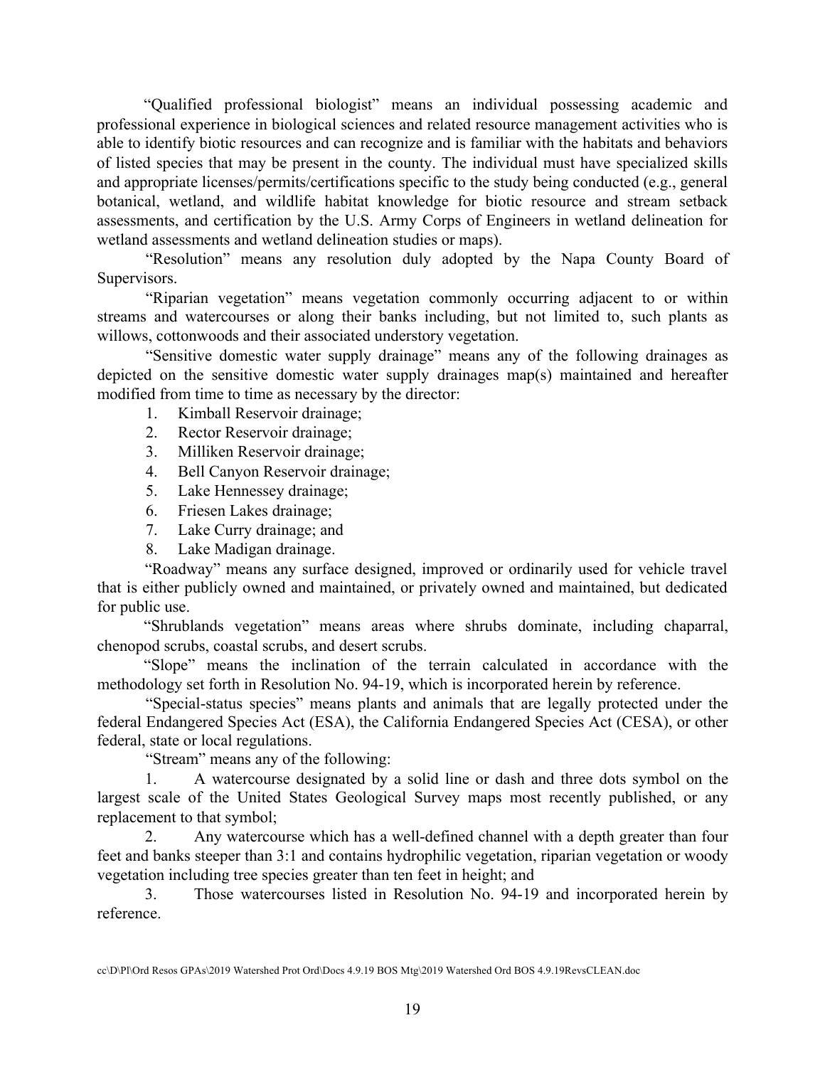"Qualified professional biologist" means an individual possessing academic and professional experience in biological sciences and related resource management activities who is able to identify biotic resources and can recognize and is familiar with the habitats and behaviors of listed species that may be present in the county. The individual must have specialized skills and appropriate licenses/permits/certifications specific to the study being conducted (e.g., general botanical, wetland, and wildlife habitat knowledge for biotic resource and stream setback assessments, and certification by the U.S. Army Corps of Engineers in wetland delineation for wetland assessments and wetland delineation studies or maps).

"Resolution" means any resolution duly adopted by the Napa County Board of Supervisors.

"Riparian vegetation" means vegetation commonly occurring adjacent to or within streams and watercourses or along their banks including, but not limited to, such plants as willows, cottonwoods and their associated understory vegetation.

"Sensitive domestic water supply drainage" means any of the following drainages as depicted on the sensitive domestic water supply drainages map(s) maintained and hereafter modified from time to time as necessary by the director:

1. Kimball Reservoir drainage;
2. Rector Reservoir drainage;
3. Milliken Reservoir drainage;
4. Bell Canyon Reservoir drainage;
5. Lake Hennessey drainage;
6. Friesen Lakes drainage;
7. Lake Curry drainage; and
8. Lake Madigan drainage.

"Roadway" means any surface designed, improved or ordinarily used for vehicle travel that is either publicly owned and maintained, or privately owned and maintained, but dedicated for public use.

"Shrublands vegetation" means areas where shrubs dominate, including chaparral, chenopod scrubs, coastal scrubs, and desert scrubs.

"Slope" means the inclination of the terrain calculated in accordance with the methodology set forth in Resolution No. 94-19, which is incorporated herein by reference.

"Special-status species" means plants and animals that are legally protected under the federal Endangered Species Act (ESA), the California Endangered Species Act (CESA), or other federal, state or local regulations.

"Stream" means any of the following:

1. A watercourse designated by a solid line or dash and three dots symbol on the largest scale of the United States Geological Survey maps most recently published, or any replacement to that symbol;
2. Any watercourse which has a well-defined channel with a depth greater than four feet and banks steeper than 3:1 and contains hydrophilic vegetation, riparian vegetation or woody vegetation including tree species greater than ten feet in height; and
3. Those watercourses listed in Resolution No. 94-19 and incorporated herein by reference.

cc\D\Pl\Ord Resos GPAs\2019 Watershed Prot Ord\Docs 4.9.19 BOS Mtg\2019 Watershed Ord BOS 4.9.19RevsCLEAN.doc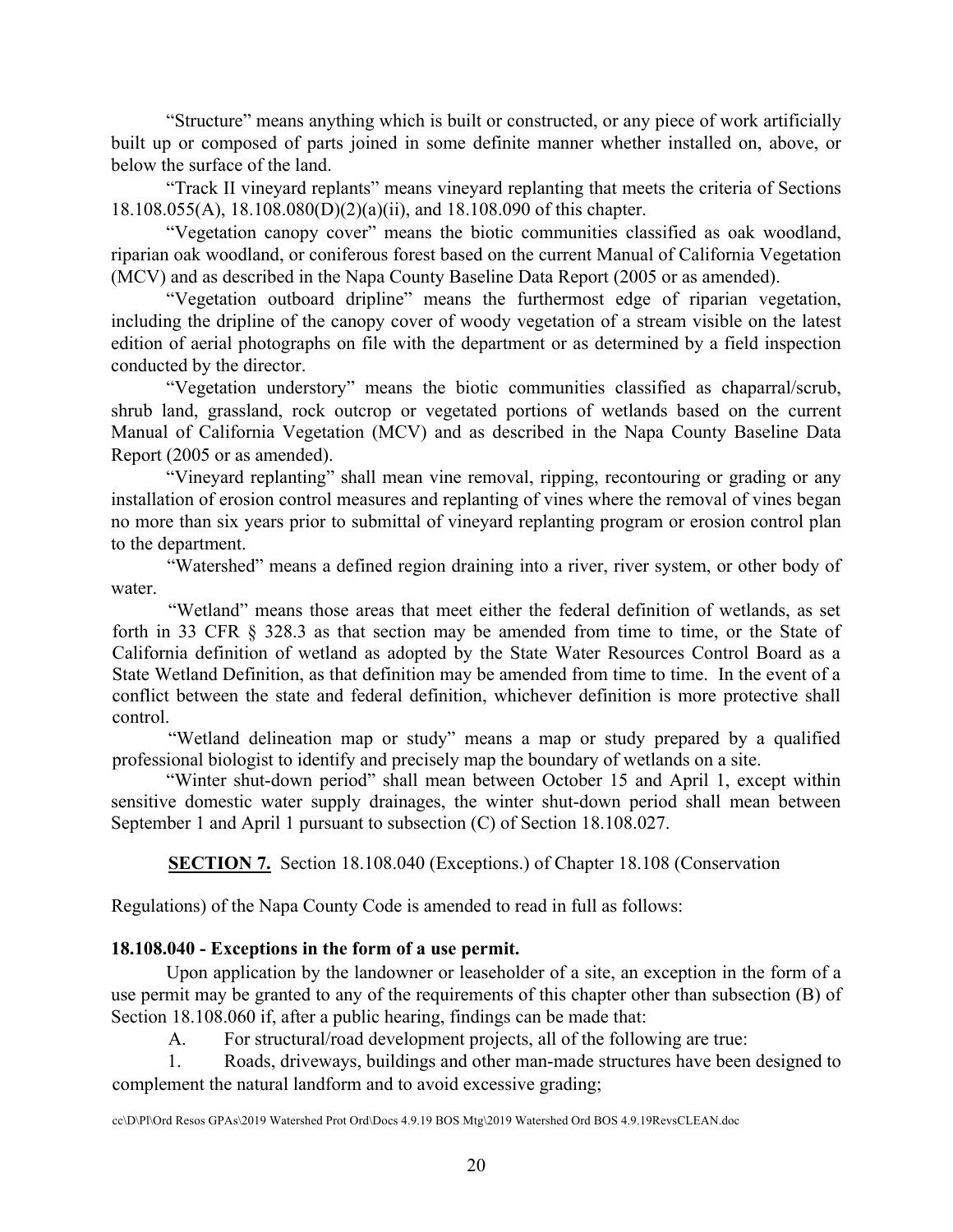"Structure" means anything which is built or constructed, or any piece of work artificially built up or composed of parts joined in some definite manner whether installed on, above, or below the surface of the land.

"Track II vineyard replants" means vineyard replanting that meets the criteria of Sections 18.108.055(A), 18.108.080(D)(2)(a)(ii), and 18.108.090 of this chapter.

"Vegetation canopy cover" means the biotic communities classified as oak woodland, riparian oak woodland, or coniferous forest based on the current Manual of California Vegetation (MCV) and as described in the Napa County Baseline Data Report (2005 or as amended).

"Vegetation outboard dripline" means the furthermost edge of riparian vegetation, including the dripline of the canopy cover of woody vegetation of a stream visible on the latest edition of aerial photographs on file with the department or as determined by a field inspection conducted by the director.

"Vegetation understory" means the biotic communities classified as chaparral/scrub, shrub land, grassland, rock outcrop or vegetated portions of wetlands based on the current Manual of California Vegetation (MCV) and as described in the Napa County Baseline Data Report (2005 or as amended).

"Vineyard replanting" shall mean vine removal, ripping, recontouring or grading or any installation of erosion control measures and replanting of vines where the removal of vines began no more than six years prior to submittal of vineyard replanting program or erosion control plan to the department.

"Watershed" means a defined region draining into a river, river system, or other body of water.

"Wetland" means those areas that meet either the federal definition of wetlands, as set forth in 33 CFR § 328.3 as that section may be amended from time to time, or the State of California definition of wetland as adopted by the State Water Resources Control Board as a State Wetland Definition, as that definition may be amended from time to time. In the event of a conflict between the state and federal definition, whichever definition is more protective shall control.

"Wetland delineation map or study" means a map or study prepared by a qualified professional biologist to identify and precisely map the boundary of wetlands on a site.

"Winter shut-down period" shall mean between October 15 and April 1, except within sensitive domestic water supply drainages, the winter shut-down period shall mean between September 1 and April 1 pursuant to subsection (C) of Section 18.108.027.

**SECTION 7.** Section 18.108.040 (Exceptions.) of Chapter 18.108 (Conservation Regulations) of the Napa County Code is amended to read in full as follows:

**18.108.040 - Exceptions in the form of a use permit.**

Upon application by the landowner or leaseholder of a site, an exception in the form of a use permit may be granted to any of the requirements of this chapter other than subsection (B) of Section 18.108.060 if, after a public hearing, findings can be made that:

A. For structural/road development projects, all of the following are true:

1. Roads, driveways, buildings and other man-made structures have been designed to complement the natural landform and to avoid excessive grading;

cc\D\Pl\Ord Resos GPAs\2019 Watershed Prot Ord\Docs 4.9.19 BOS Mtg\2019 Watershed Ord BOS 4.9.19RevsCLEAN.doc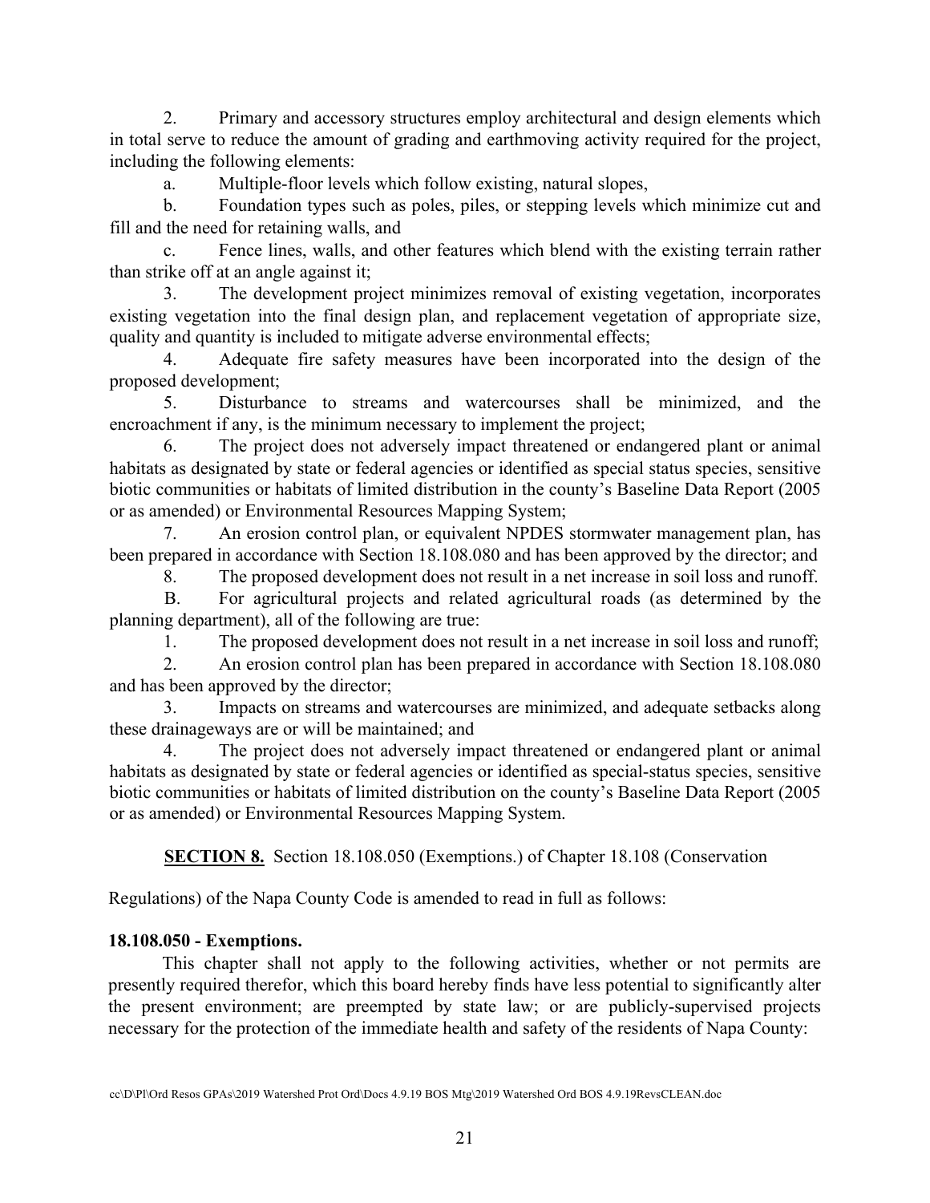2. Primary and accessory structures employ architectural and design elements which in total serve to reduce the amount of grading and earthmoving activity required for the project, including the following elements:

a. Multiple-floor levels which follow existing, natural slopes,

b. Foundation types such as poles, piles, or stepping levels which minimize cut and fill and the need for retaining walls, and

c. Fence lines, walls, and other features which blend with the existing terrain rather than strike off at an angle against it;

3. The development project minimizes removal of existing vegetation, incorporates existing vegetation into the final design plan, and replacement vegetation of appropriate size, quality and quantity is included to mitigate adverse environmental effects;

4. Adequate fire safety measures have been incorporated into the design of the proposed development;

5. Disturbance to streams and watercourses shall be minimized, and the encroachment if any, is the minimum necessary to implement the project;

6. The project does not adversely impact threatened or endangered plant or animal habitats as designated by state or federal agencies or identified as special status species, sensitive biotic communities or habitats of limited distribution in the county's Baseline Data Report (2005 or as amended) or Environmental Resources Mapping System;

7. An erosion control plan, or equivalent NPDES stormwater management plan, has been prepared in accordance with Section 18.108.080 and has been approved by the director; and

8. The proposed development does not result in a net increase in soil loss and runoff.

B. For agricultural projects and related agricultural roads (as determined by the planning department), all of the following are true:

1. The proposed development does not result in a net increase in soil loss and runoff;

2. An erosion control plan has been prepared in accordance with Section 18.108.080 and has been approved by the director;

3. Impacts on streams and watercourses are minimized, and adequate setbacks along these drainageways are or will be maintained; and

4. The project does not adversely impact threatened or endangered plant or animal habitats as designated by state or federal agencies or identified as special-status species, sensitive biotic communities or habitats of limited distribution on the county's Baseline Data Report (2005 or as amended) or Environmental Resources Mapping System.

**SECTION 8.** Section 18.108.050 (Exemptions.) of Chapter 18.108 (Conservation Regulations) of the Napa County Code is amended to read in full as follows:

**18.108.050 - Exemptions.**

This chapter shall not apply to the following activities, whether or not permits are presently required therefor, which this board hereby finds have less potential to significantly alter the present environment; are preempted by state law; or are publicly-supervised projects necessary for the protection of the immediate health and safety of the residents of Napa County: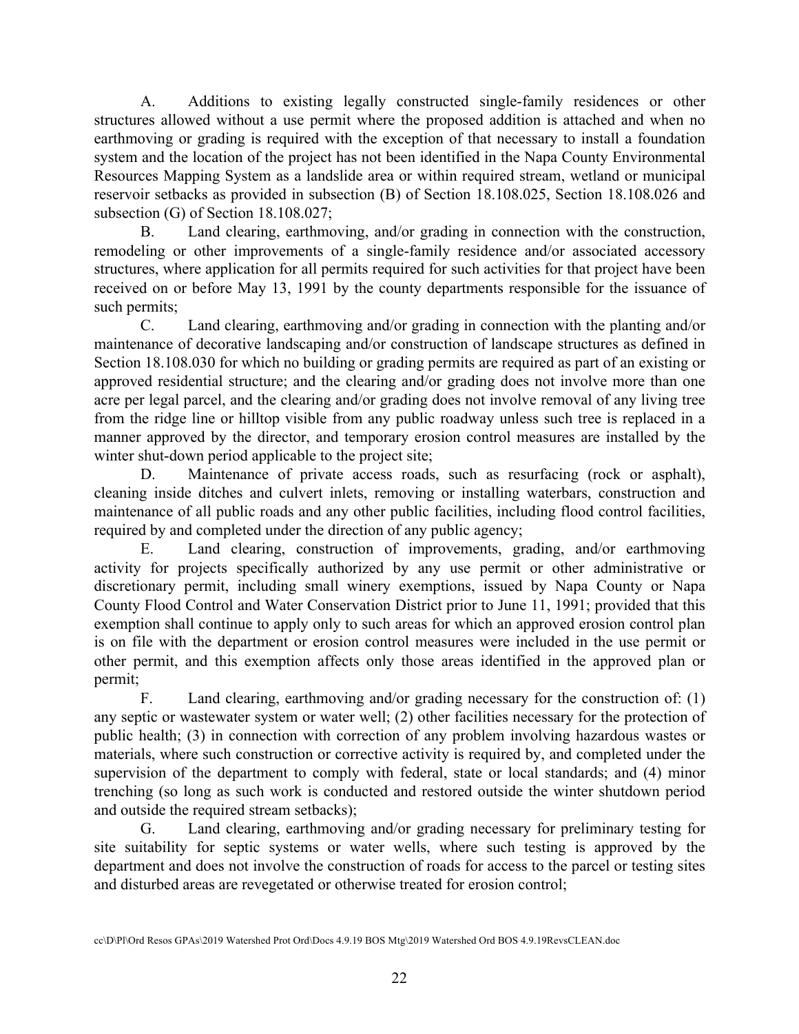A. Additions to existing legally constructed single-family residences or other structures allowed without a use permit where the proposed addition is attached and when no earthmoving or grading is required with the exception of that necessary to install a foundation system and the location of the project has not been identified in the Napa County Environmental Resources Mapping System as a landslide area or within required stream, wetland or municipal reservoir setbacks as provided in subsection (B) of Section 18.108.025, Section 18.108.026 and subsection (G) of Section 18.108.027;

B. Land clearing, earthmoving, and/or grading in connection with the construction, remodeling or other improvements of a single-family residence and/or associated accessory structures, where application for all permits required for such activities for that project have been received on or before May 13, 1991 by the county departments responsible for the issuance of such permits;

C. Land clearing, earthmoving and/or grading in connection with the planting and/or maintenance of decorative landscaping and/or construction of landscape structures as defined in Section 18.108.030 for which no building or grading permits are required as part of an existing or approved residential structure; and the clearing and/or grading does not involve more than one acre per legal parcel, and the clearing and/or grading does not involve removal of any living tree from the ridge line or hilltop visible from any public roadway unless such tree is replaced in a manner approved by the director, and temporary erosion control measures are installed by the winter shut-down period applicable to the project site;

D. Maintenance of private access roads, such as resurfacing (rock or asphalt), cleaning inside ditches and culvert inlets, removing or installing waterbars, construction and maintenance of all public roads and any other public facilities, including flood control facilities, required by and completed under the direction of any public agency;

E. Land clearing, construction of improvements, grading, and/or earthmoving activity for projects specifically authorized by any use permit or other administrative or discretionary permit, including small winery exemptions, issued by Napa County or Napa County Flood Control and Water Conservation District prior to June 11, 1991; provided that this exemption shall continue to apply only to such areas for which an approved erosion control plan is on file with the department or erosion control measures were included in the use permit or other permit, and this exemption affects only those areas identified in the approved plan or permit;

F. Land clearing, earthmoving and/or grading necessary for the construction of: (1) any septic or wastewater system or water well; (2) other facilities necessary for the protection of public health; (3) in connection with correction of any problem involving hazardous wastes or materials, where such construction or corrective activity is required by, and completed under the supervision of the department to comply with federal, state or local standards; and (4) minor trenching (so long as such work is conducted and restored outside the winter shutdown period and outside the required stream setbacks);

G. Land clearing, earthmoving and/or grading necessary for preliminary testing for site suitability for septic systems or water wells, where such testing is approved by the department and does not involve the construction of roads for access to the parcel or testing sites and disturbed areas are revegetated or otherwise treated for erosion control;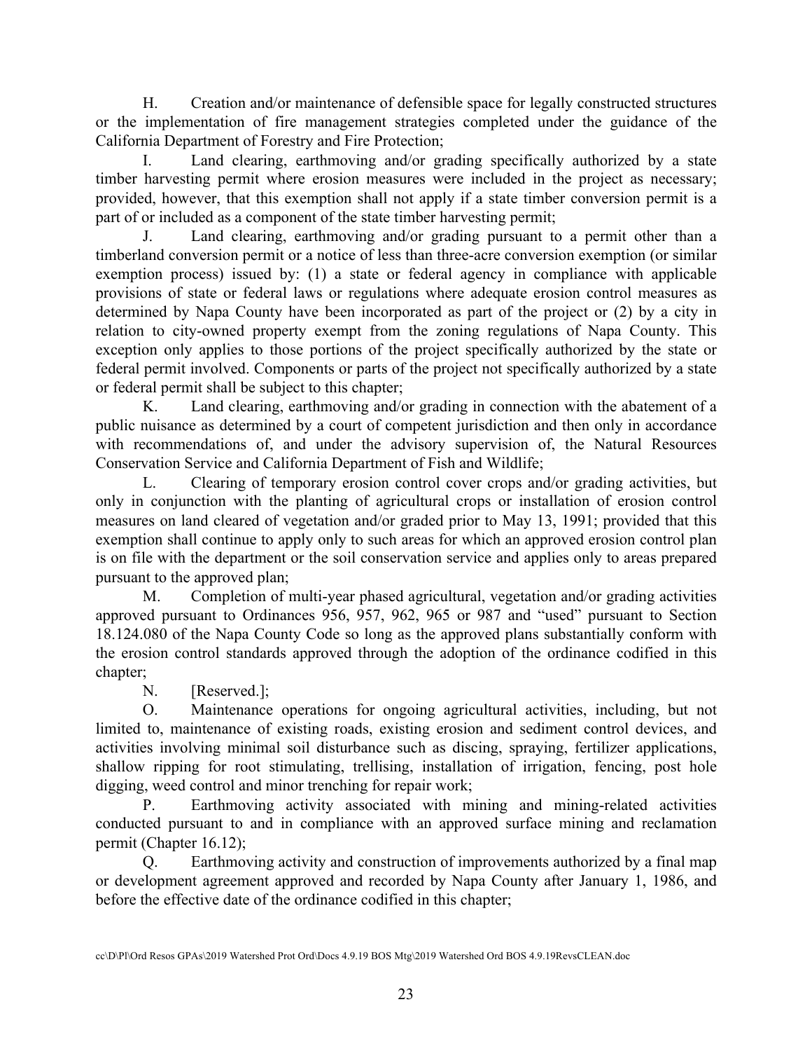H. Creation and/or maintenance of defensible space for legally constructed structures or the implementation of fire management strategies completed under the guidance of the California Department of Forestry and Fire Protection;

I. Land clearing, earthmoving and/or grading specifically authorized by a state timber harvesting permit where erosion measures were included in the project as necessary; provided, however, that this exemption shall not apply if a state timber conversion permit is a part of or included as a component of the state timber harvesting permit;

J. Land clearing, earthmoving and/or grading pursuant to a permit other than a timberland conversion permit or a notice of less than three-acre conversion exemption (or similar exemption process) issued by: (1) a state or federal agency in compliance with applicable provisions of state or federal laws or regulations where adequate erosion control measures as determined by Napa County have been incorporated as part of the project or (2) by a city in relation to city-owned property exempt from the zoning regulations of Napa County. This exception only applies to those portions of the project specifically authorized by the state or federal permit involved. Components or parts of the project not specifically authorized by a state or federal permit shall be subject to this chapter;

K. Land clearing, earthmoving and/or grading in connection with the abatement of a public nuisance as determined by a court of competent jurisdiction and then only in accordance with recommendations of, and under the advisory supervision of, the Natural Resources Conservation Service and California Department of Fish and Wildlife;

L. Clearing of temporary erosion control cover crops and/or grading activities, but only in conjunction with the planting of agricultural crops or installation of erosion control measures on land cleared of vegetation and/or graded prior to May 13, 1991; provided that this exemption shall continue to apply only to such areas for which an approved erosion control plan is on file with the department or the soil conservation service and applies only to areas prepared pursuant to the approved plan;

M. Completion of multi-year phased agricultural, vegetation and/or grading activities approved pursuant to Ordinances 956, 957, 962, 965 or 987 and "used" pursuant to Section 18.124.080 of the Napa County Code so long as the approved plans substantially conform with the erosion control standards approved through the adoption of the ordinance codified in this chapter;

N. [Reserved.];

O. Maintenance operations for ongoing agricultural activities, including, but not limited to, maintenance of existing roads, existing erosion and sediment control devices, and activities involving minimal soil disturbance such as discing, spraying, fertilizer applications, shallow ripping for root stimulating, trellising, installation of irrigation, fencing, post hole digging, weed control and minor trenching for repair work;

P. Earthmoving activity associated with mining and mining-related activities conducted pursuant to and in compliance with an approved surface mining and reclamation permit (Chapter 16.12);

Q. Earthmoving activity and construction of improvements authorized by a final map or development agreement approved and recorded by Napa County after January 1, 1986, and before the effective date of the ordinance codified in this chapter;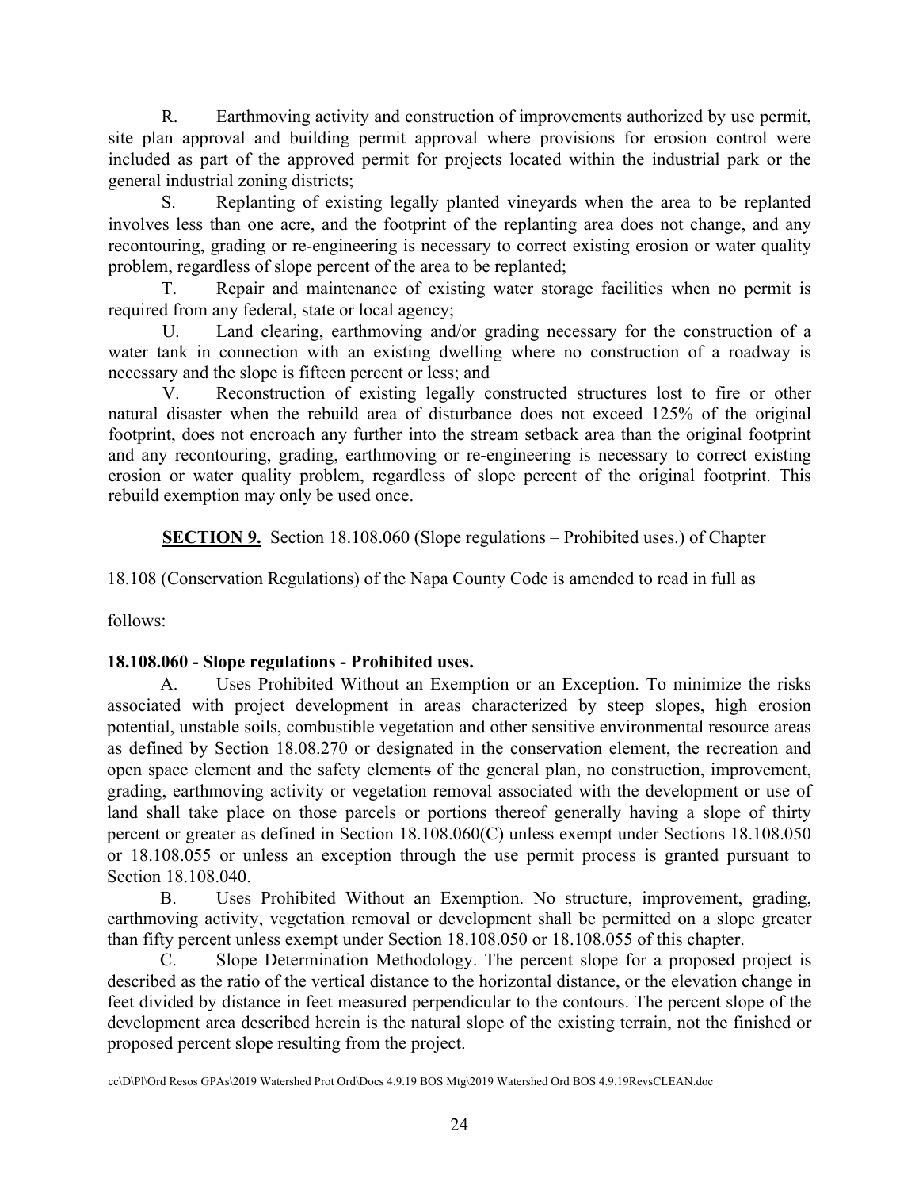R. Earthmoving activity and construction of improvements authorized by use permit, site plan approval and building permit approval where provisions for erosion control were included as part of the approved permit for projects located within the industrial park or the general industrial zoning districts;

S. Replanting of existing legally planted vineyards when the area to be replanted involves less than one acre, and the footprint of the replanting area does not change, and any recontouring, grading or re-engineering is necessary to correct existing erosion or water quality problem, regardless of slope percent of the area to be replanted;

T. Repair and maintenance of existing water storage facilities when no permit is required from any federal, state or local agency;

U. Land clearing, earthmoving and/or grading necessary for the construction of a water tank in connection with an existing dwelling where no construction of a roadway is necessary and the slope is fifteen percent or less; and

V. Reconstruction of existing legally constructed structures lost to fire or other natural disaster when the rebuild area of disturbance does not exceed 125% of the original footprint, does not encroach any further into the stream setback area than the original footprint and any recontouring, grading, earthmoving or re-engineering is necessary to correct existing erosion or water quality problem, regardless of slope percent of the original footprint. This rebuild exemption may only be used once.

**SECTION 9.** Section 18.108.060 (Slope regulations – Prohibited uses.) of Chapter 18.108 (Conservation Regulations) of the Napa County Code is amended to read in full as follows:

**18.108.060 - Slope regulations - Prohibited uses.**

A. Uses Prohibited Without an Exemption or an Exception. To minimize the risks associated with project development in areas characterized by steep slopes, high erosion potential, unstable soils, combustible vegetation and other sensitive environmental resource areas as defined by Section 18.08.270 or designated in the conservation element, the recreation and open space element and the safety element of the general plan, no construction, improvement, grading, earthmoving activity or vegetation removal associated with the development or use of land shall take place on those parcels or portions thereof generally having a slope of thirty percent or greater as defined in Section 18.108.060(C) unless exempt under Sections 18.108.050 or 18.108.055 or unless an exception through the use permit process is granted pursuant to Section 18.108.040.

B. Uses Prohibited Without an Exemption. No structure, improvement, grading, earthmoving activity, vegetation removal or development shall be permitted on a slope greater than fifty percent unless exempt under Section 18.108.050 or 18.108.055 of this chapter.

C. Slope Determination Methodology. The percent slope for a proposed project is described as the ratio of the vertical distance to the horizontal distance, or the elevation change in feet divided by distance in feet measured perpendicular to the contours. The percent slope of the development area described herein is the natural slope of the existing terrain, not the finished or proposed percent slope resulting from the project.

cc\D\Pl\Ord Resos GPAs\2019 Watershed Prot Ord\Docs 4.9.19 BOS Mtg\2019 Watershed Ord BOS 4.9.19RevsCLEAN.doc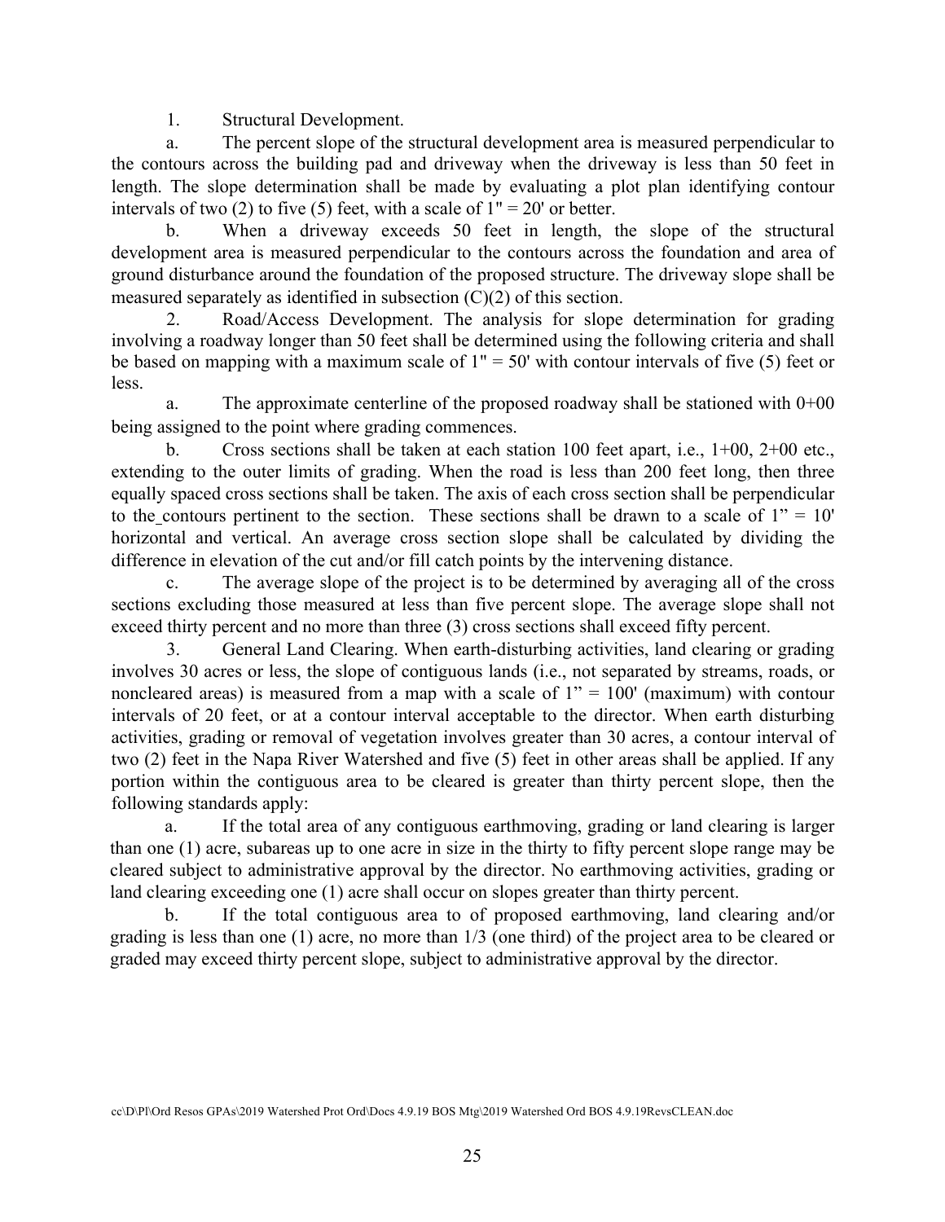1. Structural Development.

a. The percent slope of the structural development area is measured perpendicular to the contours across the building pad and driveway when the driveway is less than 50 feet in length. The slope determination shall be made by evaluating a plot plan identifying contour intervals of two (2) to five (5) feet, with a scale of 1" = 20' or better.

b. When a driveway exceeds 50 feet in length, the slope of the structural development area is measured perpendicular to the contours across the foundation and area of ground disturbance around the foundation of the proposed structure. The driveway slope shall be measured separately as identified in subsection (C)(2) of this section.

2. Road/Access Development. The analysis for slope determination for grading involving a roadway longer than 50 feet shall be determined using the following criteria and shall be based on mapping with a maximum scale of 1" = 50' with contour intervals of five (5) feet or less.

a. The approximate centerline of the proposed roadway shall be stationed with 0+00 being assigned to the point where grading commences.

b. Cross sections shall be taken at each station 100 feet apart, i.e., 1+00, 2+00 etc., extending to the outer limits of grading. When the road is less than 200 feet long, then three equally spaced cross sections shall be taken. The axis of each cross section shall be perpendicular to the contours pertinent to the section. These sections shall be drawn to a scale of 1" = 10' horizontal and vertical. An average cross section slope shall be calculated by dividing the difference in elevation of the cut and/or fill catch points by the intervening distance.

c. The average slope of the project is to be determined by averaging all of the cross sections excluding those measured at less than five percent slope. The average slope shall not exceed thirty percent and no more than three (3) cross sections shall exceed fifty percent.

3. General Land Clearing. When earth-disturbing activities, land clearing or grading involves 30 acres or less, the slope of contiguous lands (i.e., not separated by streams, roads, or noncleared areas) is measured from a map with a scale of 1" = 100' (maximum) with contour intervals of 20 feet, or at a contour interval acceptable to the director. When earth disturbing activities, grading or removal of vegetation involves greater than 30 acres, a contour interval of two (2) feet in the Napa River Watershed and five (5) feet in other areas shall be applied. If any portion within the contiguous area to be cleared is greater than thirty percent slope, then the following standards apply:

a. If the total area of any contiguous earthmoving, grading or land clearing is larger than one (1) acre, subareas up to one acre in size in the thirty to fifty percent slope range may be cleared subject to administrative approval by the director. No earthmoving activities, grading or land clearing exceeding one (1) acre shall occur on slopes greater than thirty percent.

b. If the total contiguous area to of proposed earthmoving, land clearing and/or grading is less than one (1) acre, no more than 1/3 (one third) of the project area to be cleared or graded may exceed thirty percent slope, subject to administrative approval by the director.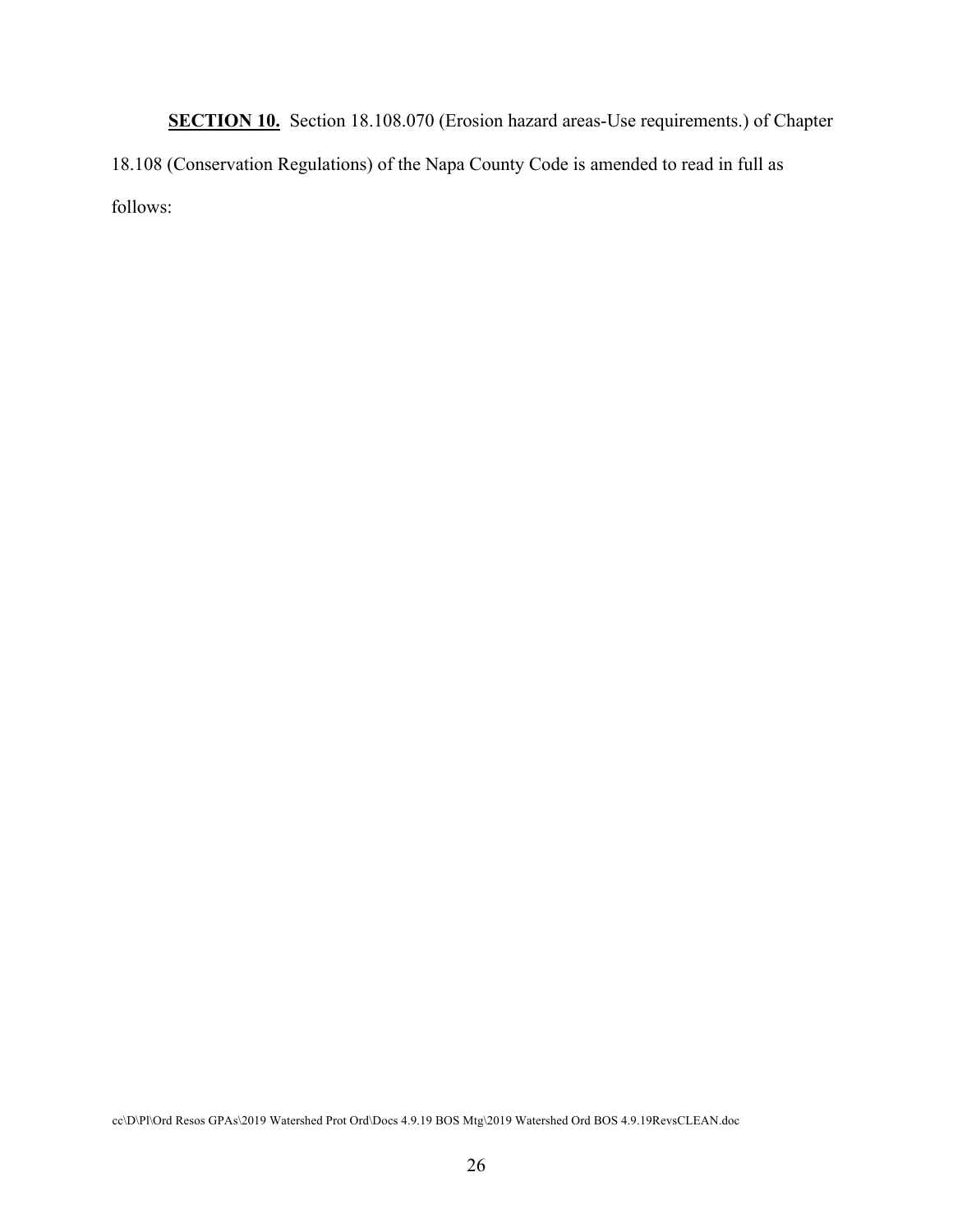**SECTION 10.** Section 18.108.070 (Erosion hazard areas-Use requirements.) of Chapter 18.108 (Conservation Regulations) of the Napa County Code is amended to read in full as follows:

cc\D\Pl\Ord Resos GPAs\2019 Watershed Prot Ord\Docs 4.9.19 BOS Mtg\2019 Watershed Ord BOS 4.9.19RevsCLEAN.doc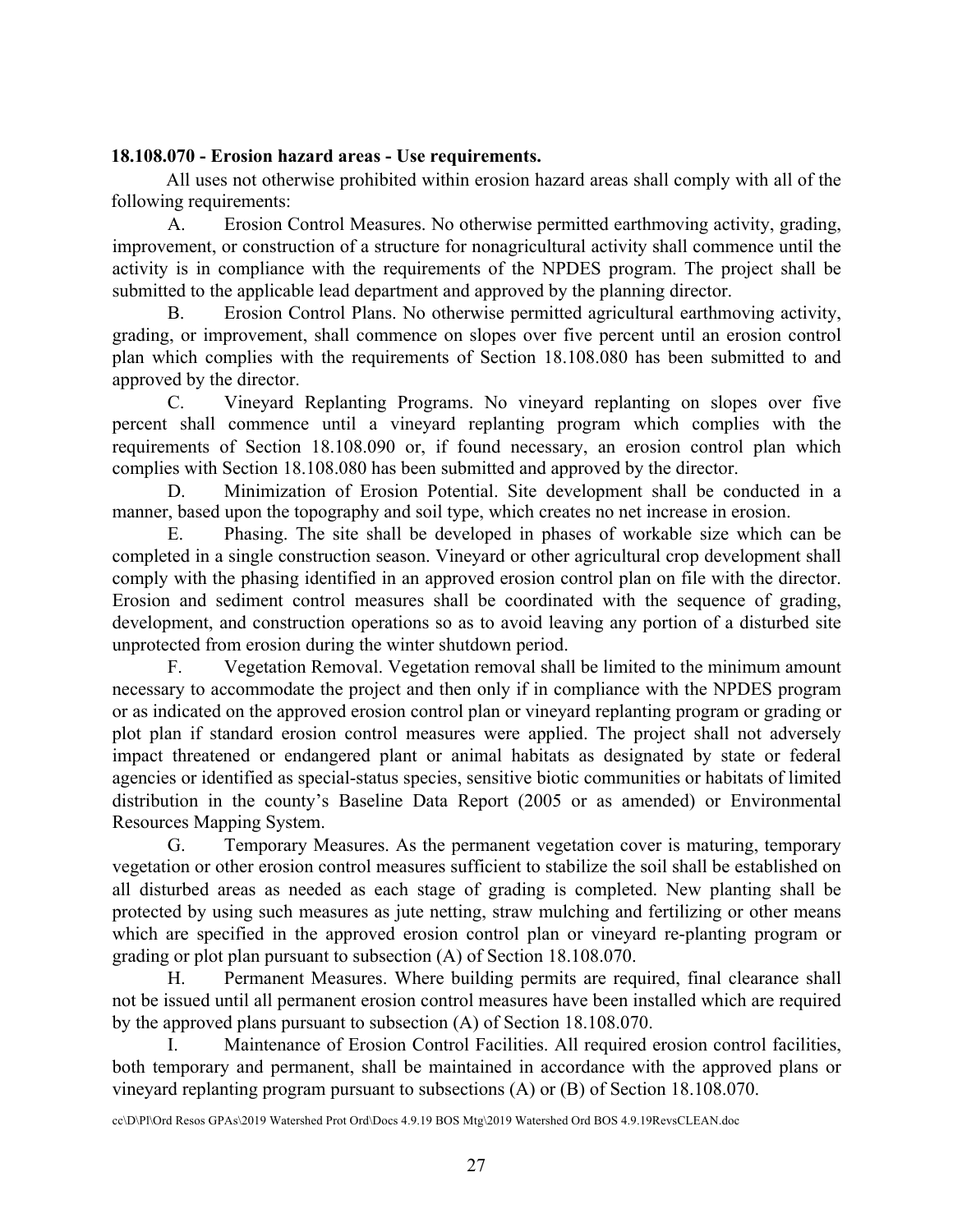**18.108.070 - Erosion hazard areas - Use requirements.**

All uses not otherwise prohibited within erosion hazard areas shall comply with all of the following requirements:

A. Erosion Control Measures. No otherwise permitted earthmoving activity, grading, improvement, or construction of a structure for nonagricultural activity shall commence until the activity is in compliance with the requirements of the NPDES program. The project shall be submitted to the applicable lead department and approved by the planning director.

B. Erosion Control Plans. No otherwise permitted agricultural earthmoving activity, grading, or improvement, shall commence on slopes over five percent until an erosion control plan which complies with the requirements of Section 18.108.080 has been submitted to and approved by the director.

C. Vineyard Replanting Programs. No vineyard replanting on slopes over five percent shall commence until a vineyard replanting program which complies with the requirements of Section 18.108.090 or, if found necessary, an erosion control plan which complies with Section 18.108.080 has been submitted and approved by the director.

D. Minimization of Erosion Potential. Site development shall be conducted in a manner, based upon the topography and soil type, which creates no net increase in erosion.

E. Phasing. The site shall be developed in phases of workable size which can be completed in a single construction season. Vineyard or other agricultural crop development shall comply with the phasing identified in an approved erosion control plan on file with the director. Erosion and sediment control measures shall be coordinated with the sequence of grading, development, and construction operations so as to avoid leaving any portion of a disturbed site unprotected from erosion during the winter shutdown period.

F. Vegetation Removal. Vegetation removal shall be limited to the minimum amount necessary to accommodate the project and then only if in compliance with the NPDES program or as indicated on the approved erosion control plan or vineyard replanting program or grading or plot plan if standard erosion control measures were applied. The project shall not adversely impact threatened or endangered plant or animal habitats as designated by state or federal agencies or identified as special-status species, sensitive biotic communities or habitats of limited distribution in the county's Baseline Data Report (2005 or as amended) or Environmental Resources Mapping System.

G. Temporary Measures. As the permanent vegetation cover is maturing, temporary vegetation or other erosion control measures sufficient to stabilize the soil shall be established on all disturbed areas as needed as each stage of grading is completed. New planting shall be protected by using such measures as jute netting, straw mulching and fertilizing or other means which are specified in the approved erosion control plan or vineyard re-planting program or grading or plot plan pursuant to subsection (A) of Section 18.108.070.

H. Permanent Measures. Where building permits are required, final clearance shall not be issued until all permanent erosion control measures have been installed which are required by the approved plans pursuant to subsection (A) of Section 18.108.070.

I. Maintenance of Erosion Control Facilities. All required erosion control facilities, both temporary and permanent, shall be maintained in accordance with the approved plans or vineyard replanting program pursuant to subsections (A) or (B) of Section 18.108.070.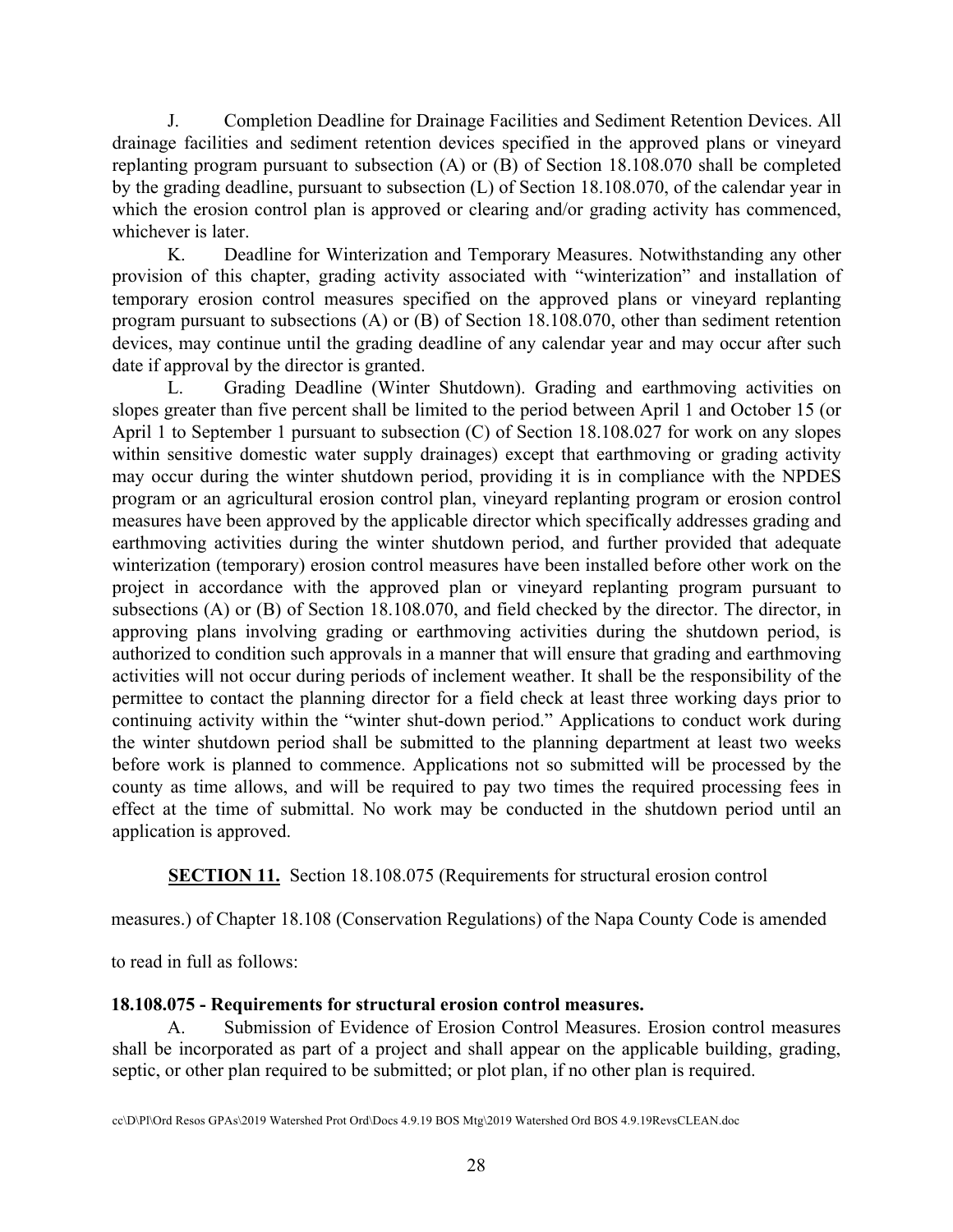J. Completion Deadline for Drainage Facilities and Sediment Retention Devices. All drainage facilities and sediment retention devices specified in the approved plans or vineyard replanting program pursuant to subsection (A) or (B) of Section 18.108.070 shall be completed by the grading deadline, pursuant to subsection (L) of Section 18.108.070, of the calendar year in which the erosion control plan is approved or clearing and/or grading activity has commenced, whichever is later.

K. Deadline for Winterization and Temporary Measures. Notwithstanding any other provision of this chapter, grading activity associated with "winterization" and installation of temporary erosion control measures specified on the approved plans or vineyard replanting program pursuant to subsections (A) or (B) of Section 18.108.070, other than sediment retention devices, may continue until the grading deadline of any calendar year and may occur after such date if approval by the director is granted.

L. Grading Deadline (Winter Shutdown). Grading and earthmoving activities on slopes greater than five percent shall be limited to the period between April 1 and October 15 (or April 1 to September 1 pursuant to subsection (C) of Section 18.108.027 for work on any slopes within sensitive domestic water supply drainages) except that earthmoving or grading activity may occur during the winter shutdown period, providing it is in compliance with the NPDES program or an agricultural erosion control plan, vineyard replanting program or erosion control measures have been approved by the applicable director which specifically addresses grading and earthmoving activities during the winter shutdown period, and further provided that adequate winterization (temporary) erosion control measures have been installed before other work on the project in accordance with the approved plan or vineyard replanting program pursuant to subsections (A) or (B) of Section 18.108.070, and field checked by the director. The director, in approving plans involving grading or earthmoving activities during the shutdown period, is authorized to condition such approvals in a manner that will ensure that grading and earthmoving activities will not occur during periods of inclement weather. It shall be the responsibility of the permittee to contact the planning director for a field check at least three working days prior to continuing activity within the "winter shut-down period." Applications to conduct work during the winter shutdown period shall be submitted to the planning department at least two weeks before work is planned to commence. Applications not so submitted will be processed by the county as time allows, and will be required to pay two times the required processing fees in effect at the time of submittal. No work may be conducted in the shutdown period until an application is approved.

**SECTION 11.** Section 18.108.075 (Requirements for structural erosion control measures.) of Chapter 18.108 (Conservation Regulations) of the Napa County Code is amended to read in full as follows:

**18.108.075 - Requirements for structural erosion control measures.**

A. Submission of Evidence of Erosion Control Measures. Erosion control measures shall be incorporated as part of a project and shall appear on the applicable building, grading, septic, or other plan required to be submitted; or plot plan, if no other plan is required.

cc\D\Pl\Ord Resos GPAs\2019 Watershed Prot Ord\Docs 4.9.19 BOS Mtg\2019 Watershed Ord BOS 4.9.19RevsCLEAN.doc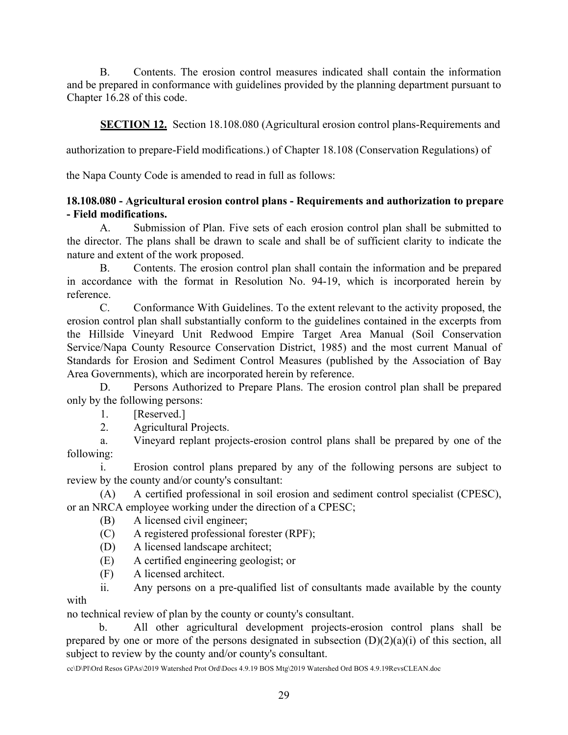B. Contents. The erosion control measures indicated shall contain the information and be prepared in conformance with guidelines provided by the planning department pursuant to Chapter 16.28 of this code.

**SECTION 12.** Section 18.108.080 (Agricultural erosion control plans-Requirements and authorization to prepare-Field modifications.) of Chapter 18.108 (Conservation Regulations) of the Napa County Code is amended to read in full as follows:

**18.108.080 - Agricultural erosion control plans - Requirements and authorization to prepare - Field modifications.**

A. Submission of Plan. Five sets of each erosion control plan shall be submitted to the director. The plans shall be drawn to scale and shall be of sufficient clarity to indicate the nature and extent of the work proposed.

B. Contents. The erosion control plan shall contain the information and be prepared in accordance with the format in Resolution No. 94-19, which is incorporated herein by reference.

C. Conformance With Guidelines. To the extent relevant to the activity proposed, the erosion control plan shall substantially conform to the guidelines contained in the excerpts from the Hillside Vineyard Unit Redwood Empire Target Area Manual (Soil Conservation Service/Napa County Resource Conservation District, 1985) and the most current Manual of Standards for Erosion and Sediment Control Measures (published by the Association of Bay Area Governments), which are incorporated herein by reference.

D. Persons Authorized to Prepare Plans. The erosion control plan shall be prepared only by the following persons:

1. [Reserved.]

2. Agricultural Projects.

a. Vineyard replant projects-erosion control plans shall be prepared by one of the following:

i. Erosion control plans prepared by any of the following persons are subject to review by the county and/or county's consultant:

(A) A certified professional in soil erosion and sediment control specialist (CPESC), or an NRCA employee working under the direction of a CPESC;

(B) A licensed civil engineer;

(C) A registered professional forester (RPF);

(D) A licensed landscape architect;

(E) A certified engineering geologist; or

(F) A licensed architect.

ii. Any persons on a pre-qualified list of consultants made available by the county with no technical review of plan by the county or county's consultant.

b. All other agricultural development projects-erosion control plans shall be prepared by one or more of the persons designated in subsection (D)(2)(a)(i) of this section, all subject to review by the county and/or county's consultant.

cc\D\Pl\Ord Resos GPAs\2019 Watershed Prot Ord\Docs 4.9.19 BOS Mtg\2019 Watershed Ord BOS 4.9.19RevsCLEAN.doc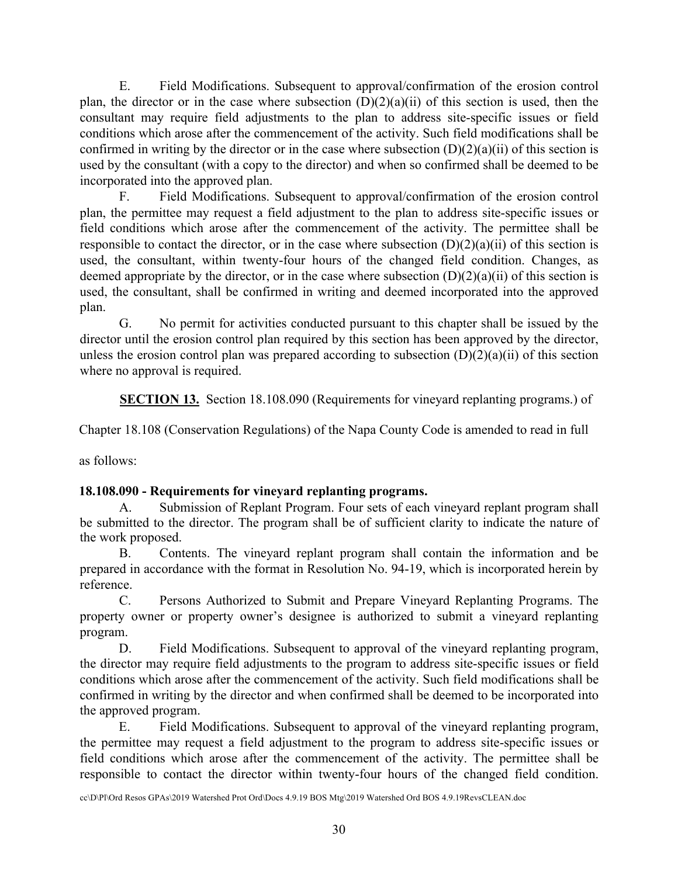E. Field Modifications. Subsequent to approval/confirmation of the erosion control plan, the director or in the case where subsection (D)(2)(a)(ii) of this section is used, then the consultant may require field adjustments to the plan to address site-specific issues or field conditions which arose after the commencement of the activity. Such field modifications shall be confirmed in writing by the director or in the case where subsection (D)(2)(a)(ii) of this section is used by the consultant (with a copy to the director) and when so confirmed shall be deemed to be incorporated into the approved plan.

F. Field Modifications. Subsequent to approval/confirmation of the erosion control plan, the permittee may request a field adjustment to the plan to address site-specific issues or field conditions which arose after the commencement of the activity. The permittee shall be responsible to contact the director, or in the case where subsection (D)(2)(a)(ii) of this section is used, the consultant, within twenty-four hours of the changed field condition. Changes, as deemed appropriate by the director, or in the case where subsection (D)(2)(a)(ii) of this section is used, the consultant, shall be confirmed in writing and deemed incorporated into the approved plan.

G. No permit for activities conducted pursuant to this chapter shall be issued by the director until the erosion control plan required by this section has been approved by the director, unless the erosion control plan was prepared according to subsection (D)(2)(a)(ii) of this section where no approval is required.

**SECTION 13.** Section 18.108.090 (Requirements for vineyard replanting programs.) of Chapter 18.108 (Conservation Regulations) of the Napa County Code is amended to read in full as follows:

**18.108.090 - Requirements for vineyard replanting programs.**

A. Submission of Replant Program. Four sets of each vineyard replant program shall be submitted to the director. The program shall be of sufficient clarity to indicate the nature of the work proposed.

B. Contents. The vineyard replant program shall contain the information and be prepared in accordance with the format in Resolution No. 94-19, which is incorporated herein by reference.

C. Persons Authorized to Submit and Prepare Vineyard Replanting Programs. The property owner or property owner's designee is authorized to submit a vineyard replanting program.

D. Field Modifications. Subsequent to approval of the vineyard replanting program, the director may require field adjustments to the program to address site-specific issues or field conditions which arose after the commencement of the activity. Such field modifications shall be confirmed in writing by the director and when confirmed shall be deemed to be incorporated into the approved program.

E. Field Modifications. Subsequent to approval of the vineyard replanting program, the permittee may request a field adjustment to the program to address site-specific issues or field conditions which arose after the commencement of the activity. The permittee shall be responsible to contact the director within twenty-four hours of the changed field condition.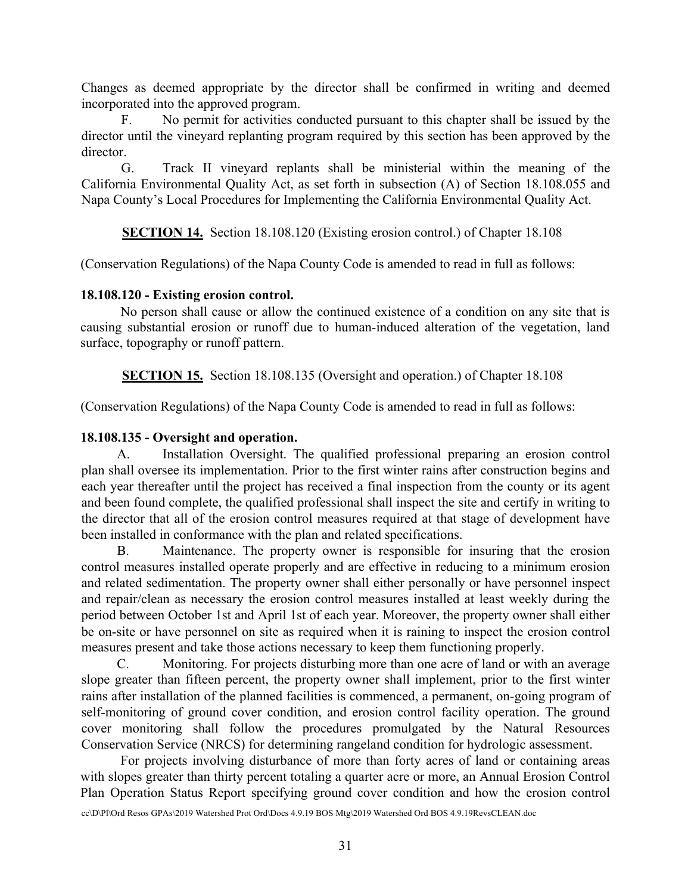Changes as deemed appropriate by the director shall be confirmed in writing and deemed incorporated into the approved program.

F. No permit for activities conducted pursuant to this chapter shall be issued by the director until the vineyard replanting program required by this section has been approved by the director.

G. Track II vineyard replants shall be ministerial within the meaning of the California Environmental Quality Act, as set forth in subsection (A) of Section 18.108.055 and Napa County's Local Procedures for Implementing the California Environmental Quality Act.

**SECTION 14.** Section 18.108.120 (Existing erosion control.) of Chapter 18.108 (Conservation Regulations) of the Napa County Code is amended to read in full as follows:

**18.108.120 - Existing erosion control.**

No person shall cause or allow the continued existence of a condition on any site that is causing substantial erosion or runoff due to human-induced alteration of the vegetation, land surface, topography or runoff pattern.

**SECTION 15.** Section 18.108.135 (Oversight and operation.) of Chapter 18.108 (Conservation Regulations) of the Napa County Code is amended to read in full as follows:

**18.108.135 - Oversight and operation.**

A. Installation Oversight. The qualified professional preparing an erosion control plan shall oversee its implementation. Prior to the first winter rains after construction begins and each year thereafter until the project has received a final inspection from the county or its agent and been found complete, the qualified professional shall inspect the site and certify in writing to the director that all of the erosion control measures required at that stage of development have been installed in conformance with the plan and related specifications.

B. Maintenance. The property owner is responsible for insuring that the erosion control measures installed operate properly and are effective in reducing to a minimum erosion and related sedimentation. The property owner shall either personally or have personnel inspect and repair/clean as necessary the erosion control measures installed at least weekly during the period between October 1st and April 1st of each year. Moreover, the property owner shall either be on-site or have personnel on site as required when it is raining to inspect the erosion control measures present and take those actions necessary to keep them functioning properly.

C. Monitoring. For projects disturbing more than one acre of land or with an average slope greater than fifteen percent, the property owner shall implement, prior to the first winter rains after installation of the planned facilities is commenced, a permanent, on-going program of self-monitoring of ground cover condition, and erosion control facility operation. The ground cover monitoring shall follow the procedures promulgated by the Natural Resources Conservation Service (NRCS) for determining rangeland condition for hydrologic assessment.

For projects involving disturbance of more than forty acres of land or containing areas with slopes greater than thirty percent totaling a quarter acre or more, an Annual Erosion Control Plan Operation Status Report specifying ground cover condition and how the erosion control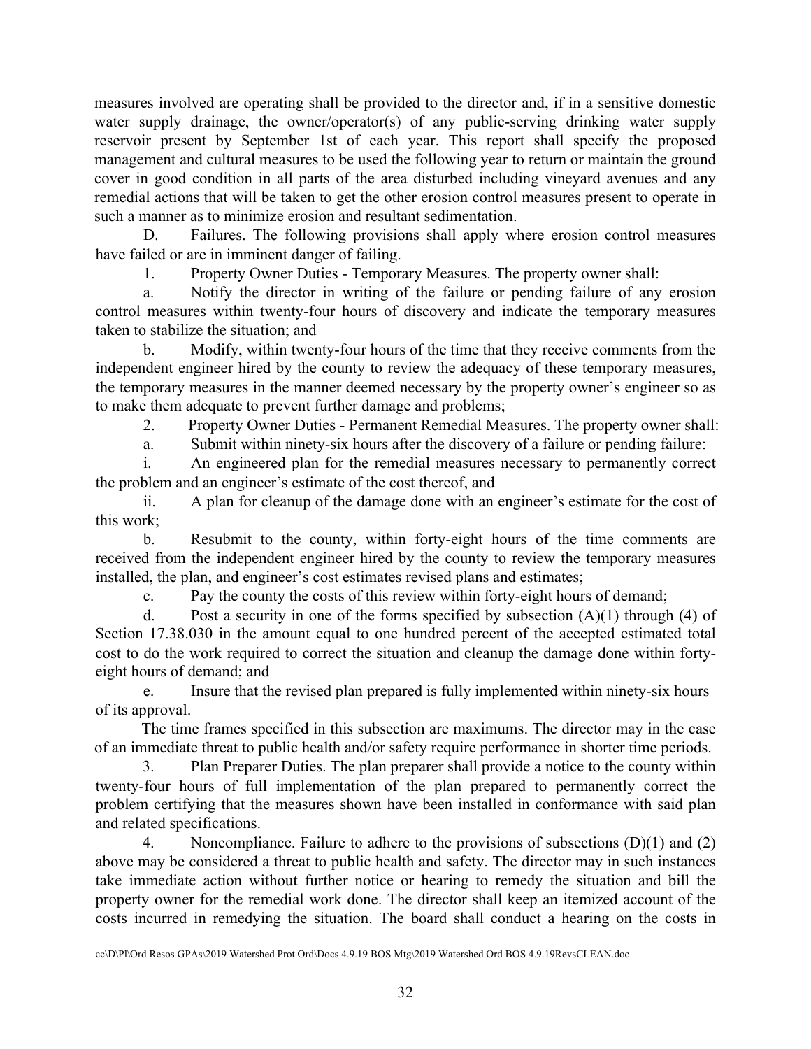measures involved are operating shall be provided to the director and, if in a sensitive domestic water supply drainage, the owner/operator(s) of any public-serving drinking water supply reservoir present by September 1st of each year. This report shall specify the proposed management and cultural measures to be used the following year to return or maintain the ground cover in good condition in all parts of the area disturbed including vineyard avenues and any remedial actions that will be taken to get the other erosion control measures present to operate in such a manner as to minimize erosion and resultant sedimentation.

D. Failures. The following provisions shall apply where erosion control measures have failed or are in imminent danger of failing.

1. Property Owner Duties - Temporary Measures. The property owner shall:

a. Notify the director in writing of the failure or pending failure of any erosion control measures within twenty-four hours of discovery and indicate the temporary measures taken to stabilize the situation; and

b. Modify, within twenty-four hours of the time that they receive comments from the independent engineer hired by the county to review the adequacy of these temporary measures, the temporary measures in the manner deemed necessary by the property owner's engineer so as to make them adequate to prevent further damage and problems;

2. Property Owner Duties - Permanent Remedial Measures. The property owner shall:

a. Submit within ninety-six hours after the discovery of a failure or pending failure:

i. An engineered plan for the remedial measures necessary to permanently correct the problem and an engineer's estimate of the cost thereof, and

ii. A plan for cleanup of the damage done with an engineer's estimate for the cost of this work;

b. Resubmit to the county, within forty-eight hours of the time comments are received from the independent engineer hired by the county to review the temporary measures installed, the plan, and engineer's cost estimates revised plans and estimates;

c. Pay the county the costs of this review within forty-eight hours of demand;

d. Post a security in one of the forms specified by subsection (A)(1) through (4) of Section 17.38.030 in the amount equal to one hundred percent of the accepted estimated total cost to do the work required to correct the situation and cleanup the damage done within forty-eight hours of demand; and

e. Insure that the revised plan prepared is fully implemented within ninety-six hours of its approval.

The time frames specified in this subsection are maximums. The director may in the case of an immediate threat to public health and/or safety require performance in shorter time periods.

3. Plan Preparer Duties. The plan preparer shall provide a notice to the county within twenty-four hours of full implementation of the plan prepared to permanently correct the problem certifying that the measures shown have been installed in conformance with said plan and related specifications.

4. Noncompliance. Failure to adhere to the provisions of subsections (D)(1) and (2) above may be considered a threat to public health and safety. The director may in such instances take immediate action without further notice or hearing to remedy the situation and bill the property owner for the remedial work done. The director shall keep an itemized account of the costs incurred in remedying the situation. The board shall conduct a hearing on the costs in

cc\D\Pl\Ord Resos GPAs\2019 Watershed Prot Ord\Docs 4.9.19 BOS Mtg\2019 Watershed Ord BOS 4.9.19RevsCLEAN.doc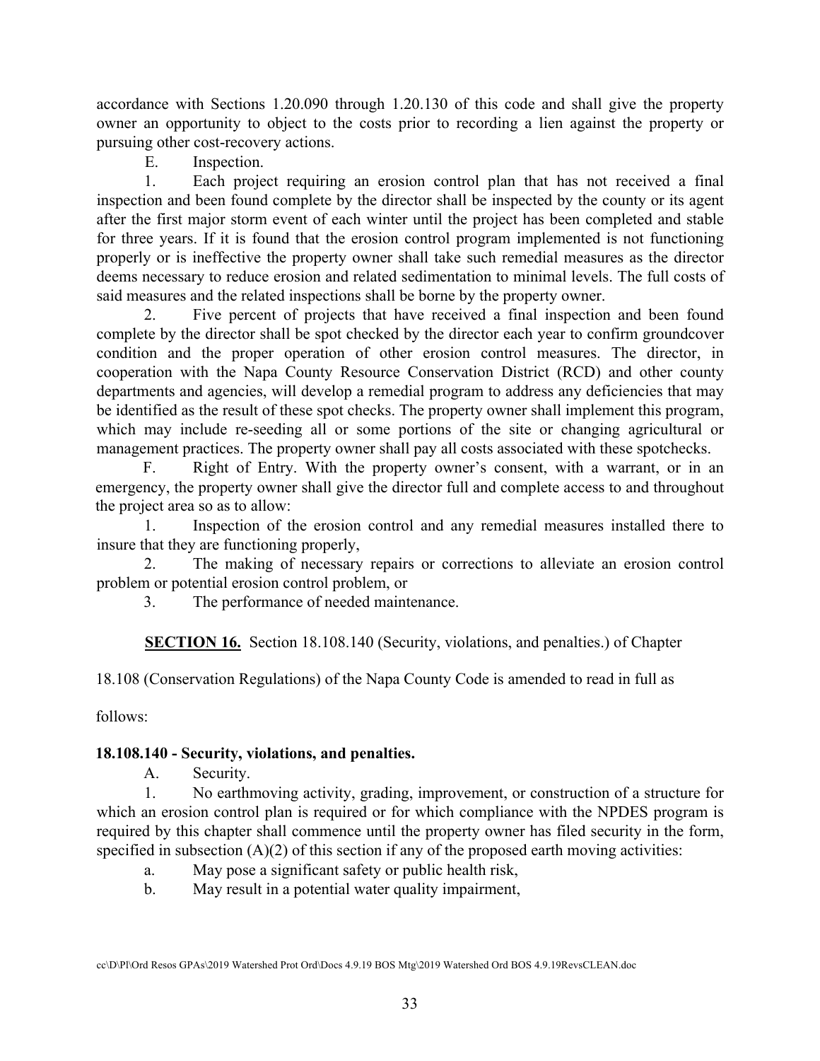accordance with Sections 1.20.090 through 1.20.130 of this code and shall give the property owner an opportunity to object to the costs prior to recording a lien against the property or pursuing other cost-recovery actions.

E. Inspection.

1. Each project requiring an erosion control plan that has not received a final inspection and been found complete by the director shall be inspected by the county or its agent after the first major storm event of each winter until the project has been completed and stable for three years. If it is found that the erosion control program implemented is not functioning properly or is ineffective the property owner shall take such remedial measures as the director deems necessary to reduce erosion and related sedimentation to minimal levels. The full costs of said measures and the related inspections shall be borne by the property owner.

2. Five percent of projects that have received a final inspection and been found complete by the director shall be spot checked by the director each year to confirm groundcover condition and the proper operation of other erosion control measures. The director, in cooperation with the Napa County Resource Conservation District (RCD) and other county departments and agencies, will develop a remedial program to address any deficiencies that may be identified as the result of these spot checks. The property owner shall implement this program, which may include re-seeding all or some portions of the site or changing agricultural or management practices. The property owner shall pay all costs associated with these spotchecks.

F. Right of Entry. With the property owner's consent, with a warrant, or in an emergency, the property owner shall give the director full and complete access to and throughout the project area so as to allow:

1. Inspection of the erosion control and any remedial measures installed there to insure that they are functioning properly,

2. The making of necessary repairs or corrections to alleviate an erosion control problem or potential erosion control problem, or

3. The performance of needed maintenance.

**SECTION 16.** Section 18.108.140 (Security, violations, and penalties.) of Chapter 18.108 (Conservation Regulations) of the Napa County Code is amended to read in full as follows:

**18.108.140 - Security, violations, and penalties.**

A. Security.

1. No earthmoving activity, grading, improvement, or construction of a structure for which an erosion control plan is required or for which compliance with the NPDES program is required by this chapter shall commence until the property owner has filed security in the form, specified in subsection (A)(2) of this section if any of the proposed earth moving activities:

a. May pose a significant safety or public health risk,

b. May result in a potential water quality impairment,

cc\D\Pl\Ord Resos GPAs\2019 Watershed Prot Ord\Docs 4.9.19 BOS Mtg\2019 Watershed Ord BOS 4.9.19RevsCLEAN.doc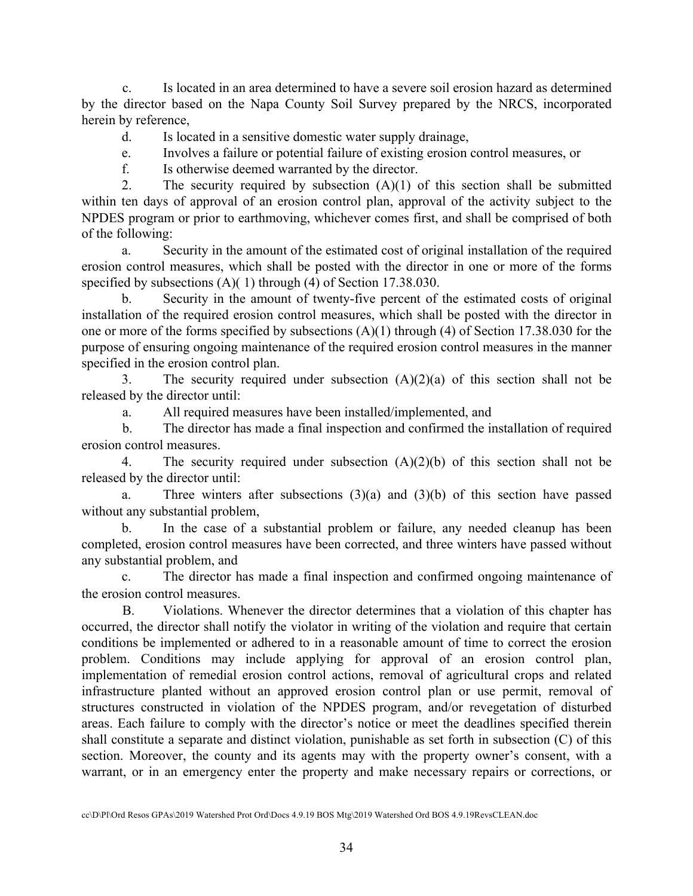c. Is located in an area determined to have a severe soil erosion hazard as determined by the director based on the Napa County Soil Survey prepared by the NRCS, incorporated herein by reference,

d. Is located in a sensitive domestic water supply drainage,

e. Involves a failure or potential failure of existing erosion control measures, or

f. Is otherwise deemed warranted by the director.

2. The security required by subsection (A)(1) of this section shall be submitted within ten days of approval of an erosion control plan, approval of the activity subject to the NPDES program or prior to earthmoving, whichever comes first, and shall be comprised of both of the following:

a. Security in the amount of the estimated cost of original installation of the required erosion control measures, which shall be posted with the director in one or more of the forms specified by subsections (A)( 1) through (4) of Section 17.38.030.

b. Security in the amount of twenty-five percent of the estimated costs of original installation of the required erosion control measures, which shall be posted with the director in one or more of the forms specified by subsections (A)(1) through (4) of Section 17.38.030 for the purpose of ensuring ongoing maintenance of the required erosion control measures in the manner specified in the erosion control plan.

3. The security required under subsection (A)(2)(a) of this section shall not be released by the director until:

a. All required measures have been installed/implemented, and

b. The director has made a final inspection and confirmed the installation of required erosion control measures.

4. The security required under subsection (A)(2)(b) of this section shall not be released by the director until:

a. Three winters after subsections (3)(a) and (3)(b) of this section have passed without any substantial problem,

b. In the case of a substantial problem or failure, any needed cleanup has been completed, erosion control measures have been corrected, and three winters have passed without any substantial problem, and

c. The director has made a final inspection and confirmed ongoing maintenance of the erosion control measures.

B. Violations. Whenever the director determines that a violation of this chapter has occurred, the director shall notify the violator in writing of the violation and require that certain conditions be implemented or adhered to in a reasonable amount of time to correct the erosion problem. Conditions may include applying for approval of an erosion control plan, implementation of remedial erosion control actions, removal of agricultural crops and related infrastructure planted without an approved erosion control plan or use permit, removal of structures constructed in violation of the NPDES program, and/or revegetation of disturbed areas. Each failure to comply with the director's notice or meet the deadlines specified therein shall constitute a separate and distinct violation, punishable as set forth in subsection (C) of this section. Moreover, the county and its agents may with the property owner's consent, with a warrant, or in an emergency enter the property and make necessary repairs or corrections, or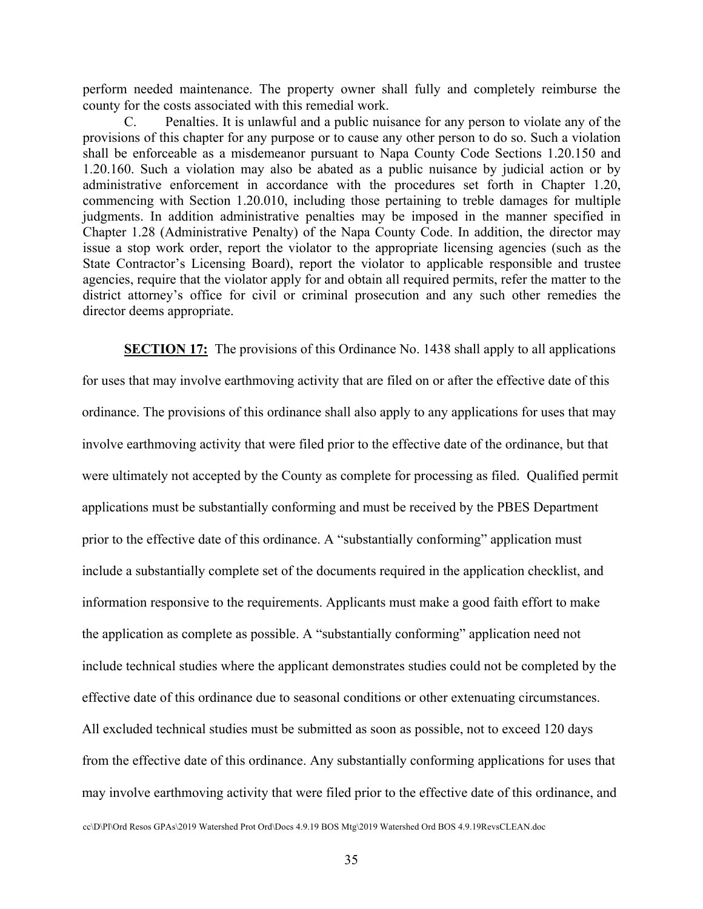perform needed maintenance. The property owner shall fully and completely reimburse the county for the costs associated with this remedial work.

C. Penalties. It is unlawful and a public nuisance for any person to violate any of the provisions of this chapter for any purpose or to cause any other person to do so. Such a violation shall be enforceable as a misdemeanor pursuant to Napa County Code Sections 1.20.150 and 1.20.160. Such a violation may also be abated as a public nuisance by judicial action or by administrative enforcement in accordance with the procedures set forth in Chapter 1.20, commencing with Section 1.20.010, including those pertaining to treble damages for multiple judgments. In addition administrative penalties may be imposed in the manner specified in Chapter 1.28 (Administrative Penalty) of the Napa County Code. In addition, the director may issue a stop work order, report the violator to the appropriate licensing agencies (such as the State Contractor's Licensing Board), report the violator to applicable responsible and trustee agencies, require that the violator apply for and obtain all required permits, refer the matter to the district attorney's office for civil or criminal prosecution and any such other remedies the director deems appropriate.

**SECTION 17:** The provisions of this Ordinance No. 1438 shall apply to all applications for uses that may involve earthmoving activity that are filed on or after the effective date of this ordinance. The provisions of this ordinance shall also apply to any applications for uses that may involve earthmoving activity that were filed prior to the effective date of the ordinance, but that were ultimately not accepted by the County as complete for processing as filed. Qualified permit applications must be substantially conforming and must be received by the PBES Department prior to the effective date of this ordinance. A "substantially conforming" application must include a substantially complete set of the documents required in the application checklist, and information responsive to the requirements. Applicants must make a good faith effort to make the application as complete as possible. A "substantially conforming" application need not include technical studies where the applicant demonstrates studies could not be completed by the effective date of this ordinance due to seasonal conditions or other extenuating circumstances. All excluded technical studies must be submitted as soon as possible, not to exceed 120 days from the effective date of this ordinance. Any substantially conforming applications for uses that may involve earthmoving activity that were filed prior to the effective date of this ordinance, and

cc\D\Pl\Ord Resos GPAs\2019 Watershed Prot Ord\Docs 4.9.19 BOS Mtg\2019 Watershed Ord BOS 4.9.19RevsCLEAN.doc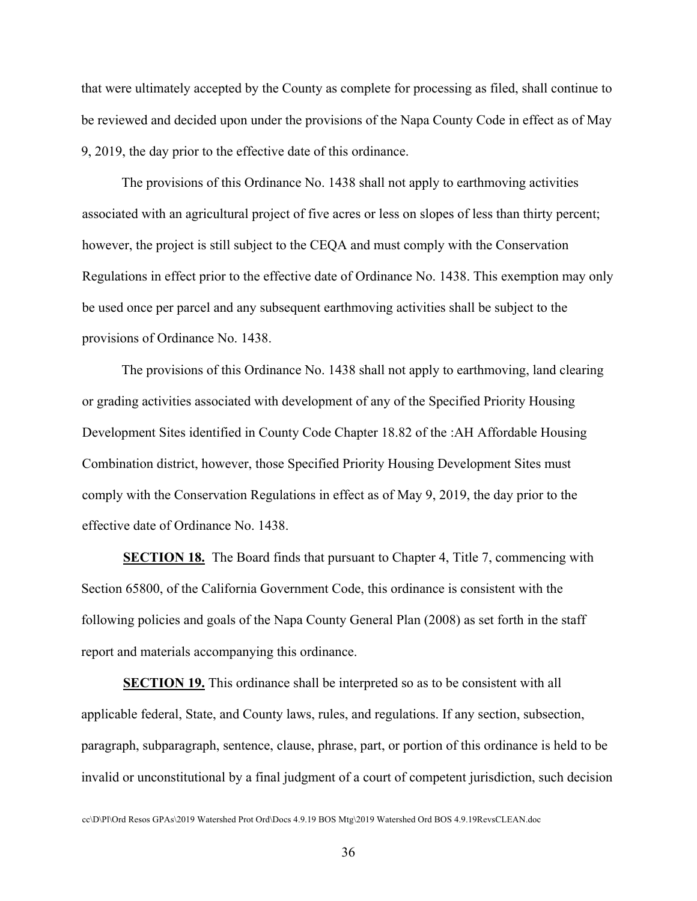that were ultimately accepted by the County as complete for processing as filed, shall continue to be reviewed and decided upon under the provisions of the Napa County Code in effect as of May 9, 2019, the day prior to the effective date of this ordinance.

The provisions of this Ordinance No. 1438 shall not apply to earthmoving activities associated with an agricultural project of five acres or less on slopes of less than thirty percent; however, the project is still subject to the CEQA and must comply with the Conservation Regulations in effect prior to the effective date of Ordinance No. 1438. This exemption may only be used once per parcel and any subsequent earthmoving activities shall be subject to the provisions of Ordinance No. 1438.

The provisions of this Ordinance No. 1438 shall not apply to earthmoving, land clearing or grading activities associated with development of any of the Specified Priority Housing Development Sites identified in County Code Chapter 18.82 of the :AH Affordable Housing Combination district, however, those Specified Priority Housing Development Sites must comply with the Conservation Regulations in effect as of May 9, 2019, the day prior to the effective date of Ordinance No. 1438.

**SECTION 18.** The Board finds that pursuant to Chapter 4, Title 7, commencing with Section 65800, of the California Government Code, this ordinance is consistent with the following policies and goals of the Napa County General Plan (2008) as set forth in the staff report and materials accompanying this ordinance.

**SECTION 19.** This ordinance shall be interpreted so as to be consistent with all applicable federal, State, and County laws, rules, and regulations. If any section, subsection, paragraph, subparagraph, sentence, clause, phrase, part, or portion of this ordinance is held to be invalid or unconstitutional by a final judgment of a court of competent jurisdiction, such decision

cc\D\Pl\Ord Resos GPAs\2019 Watershed Prot Ord\Docs 4.9.19 BOS Mtg\2019 Watershed Ord BOS 4.9.19RevsCLEAN.doc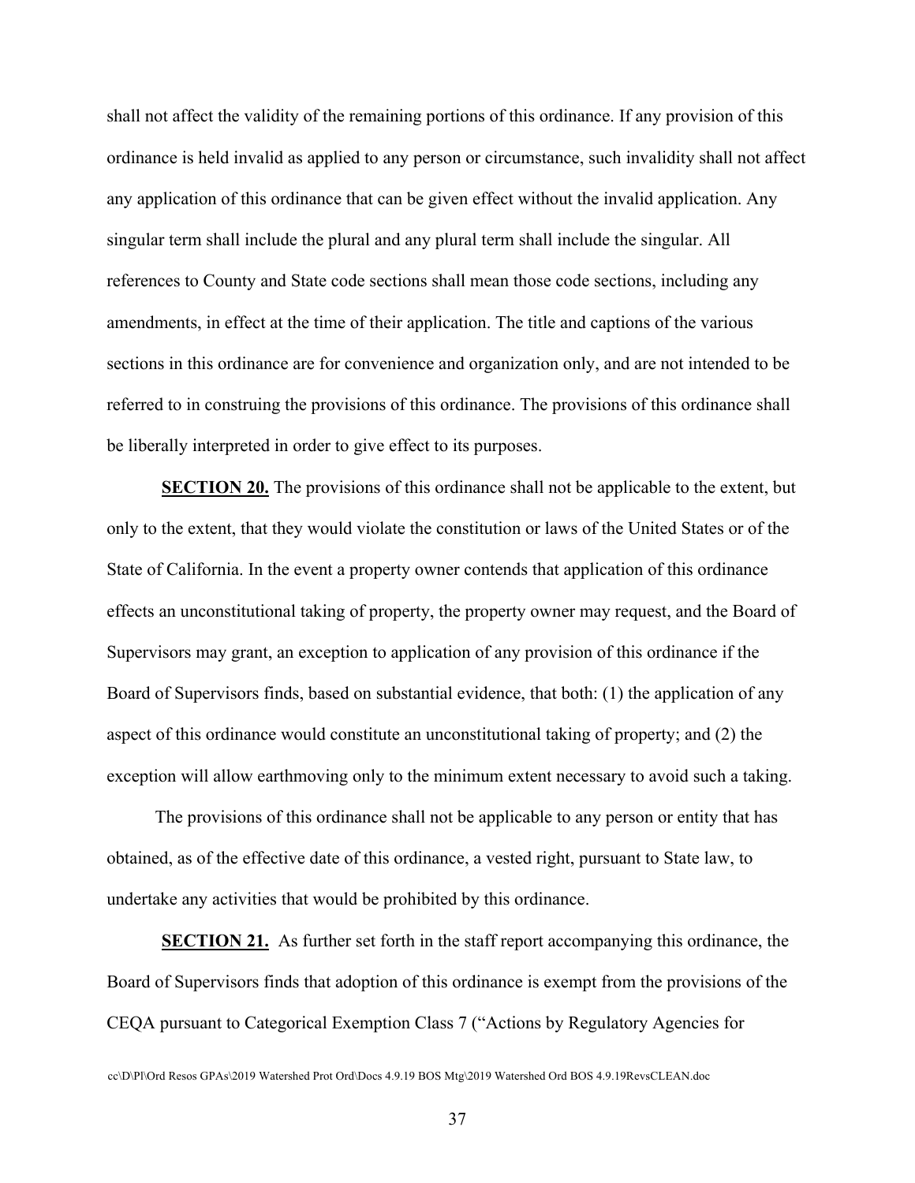shall not affect the validity of the remaining portions of this ordinance. If any provision of this ordinance is held invalid as applied to any person or circumstance, such invalidity shall not affect any application of this ordinance that can be given effect without the invalid application. Any singular term shall include the plural and any plural term shall include the singular. All references to County and State code sections shall mean those code sections, including any amendments, in effect at the time of their application. The title and captions of the various sections in this ordinance are for convenience and organization only, and are not intended to be referred to in construing the provisions of this ordinance. The provisions of this ordinance shall be liberally interpreted in order to give effect to its purposes.

**SECTION 20.** The provisions of this ordinance shall not be applicable to the extent, but only to the extent, that they would violate the constitution or laws of the United States or of the State of California. In the event a property owner contends that application of this ordinance effects an unconstitutional taking of property, the property owner may request, and the Board of Supervisors may grant, an exception to application of any provision of this ordinance if the Board of Supervisors finds, based on substantial evidence, that both: (1) the application of any aspect of this ordinance would constitute an unconstitutional taking of property; and (2) the exception will allow earthmoving only to the minimum extent necessary to avoid such a taking.

The provisions of this ordinance shall not be applicable to any person or entity that has obtained, as of the effective date of this ordinance, a vested right, pursuant to State law, to undertake any activities that would be prohibited by this ordinance.

**SECTION 21.** As further set forth in the staff report accompanying this ordinance, the Board of Supervisors finds that adoption of this ordinance is exempt from the provisions of the CEQA pursuant to Categorical Exemption Class 7 ("Actions by Regulatory Agencies for

cc\D\Pl\Ord Resos GPAs\2019 Watershed Prot Ord\Docs 4.9.19 BOS Mtg\2019 Watershed Ord BOS 4.9.19RevsCLEAN.doc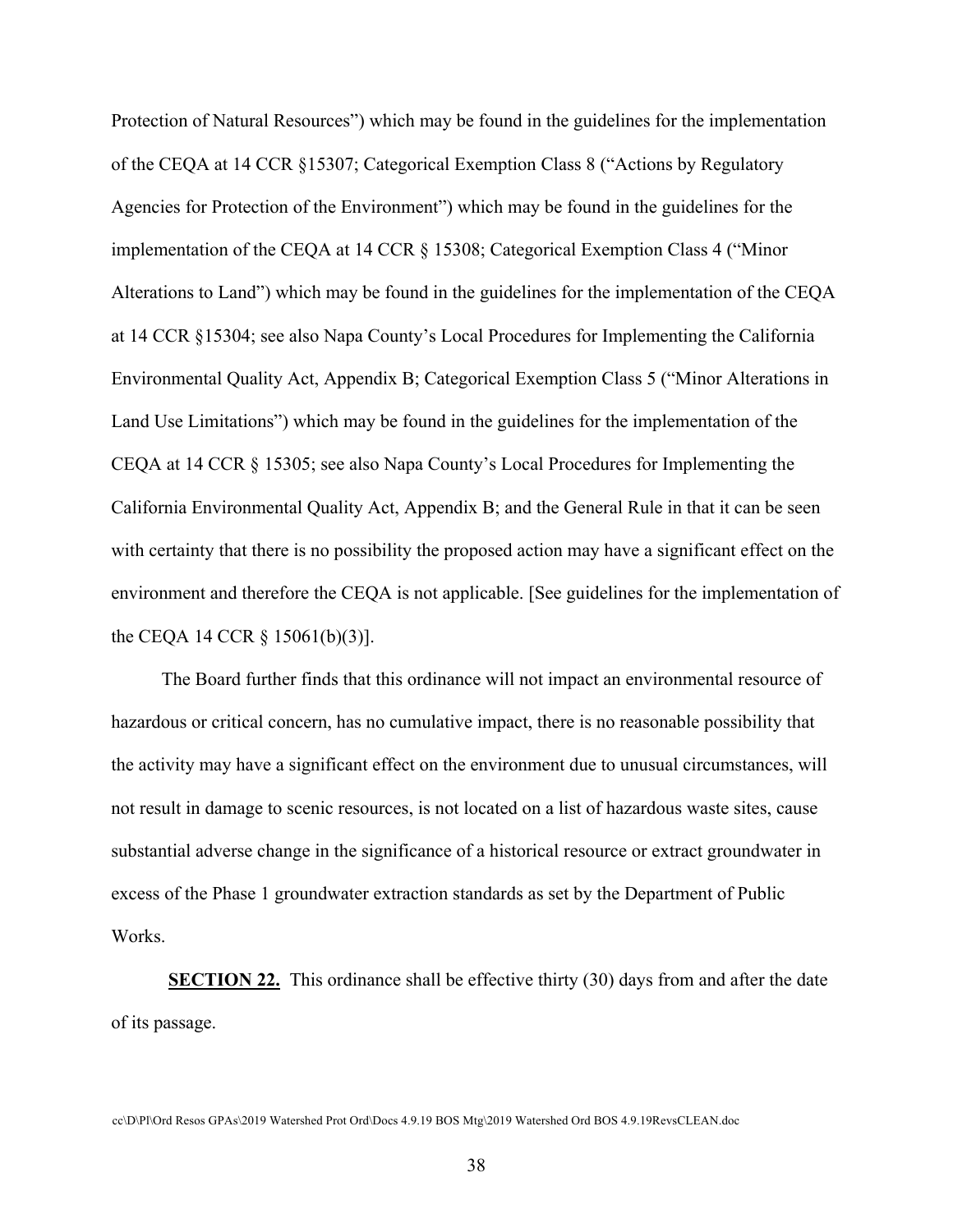Protection of Natural Resources") which may be found in the guidelines for the implementation of the CEQA at 14 CCR §15307; Categorical Exemption Class 8 ("Actions by Regulatory Agencies for Protection of the Environment") which may be found in the guidelines for the implementation of the CEQA at 14 CCR § 15308; Categorical Exemption Class 4 ("Minor Alterations to Land") which may be found in the guidelines for the implementation of the CEQA at 14 CCR §15304; see also Napa County's Local Procedures for Implementing the California Environmental Quality Act, Appendix B; Categorical Exemption Class 5 ("Minor Alterations in Land Use Limitations") which may be found in the guidelines for the implementation of the CEQA at 14 CCR § 15305; see also Napa County's Local Procedures for Implementing the California Environmental Quality Act, Appendix B; and the General Rule in that it can be seen with certainty that there is no possibility the proposed action may have a significant effect on the environment and therefore the CEQA is not applicable. [See guidelines for the implementation of the CEQA 14 CCR § 15061(b)(3)].

The Board further finds that this ordinance will not impact an environmental resource of hazardous or critical concern, has no cumulative impact, there is no reasonable possibility that the activity may have a significant effect on the environment due to unusual circumstances, will not result in damage to scenic resources, is not located on a list of hazardous waste sites, cause substantial adverse change in the significance of a historical resource or extract groundwater in excess of the Phase 1 groundwater extraction standards as set by the Department of Public Works.

**SECTION 22.** This ordinance shall be effective thirty (30) days from and after the date of its passage.

cc\D\Pl\Ord Resos GPAs\2019 Watershed Prot Ord\Docs 4.9.19 BOS Mtg\2019 Watershed Ord BOS 4.9.19RevsCLEAN.doc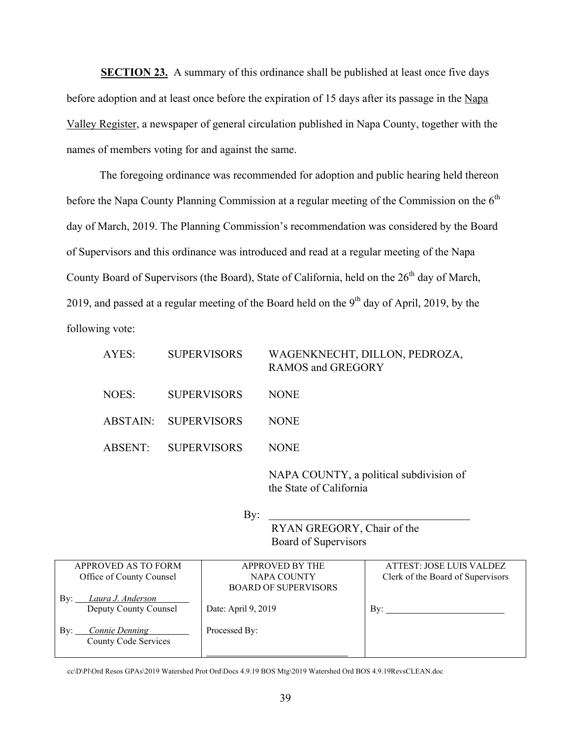**SECTION 23.** A summary of this ordinance shall be published at least once five days before adoption and at least once before the expiration of 15 days after its passage in the Napa Valley Register, a newspaper of general circulation published in Napa County, together with the names of members voting for and against the same.

The foregoing ordinance was recommended for adoption and public hearing held thereon before the Napa County Planning Commission at a regular meeting of the Commission on the 6th day of March, 2019. The Planning Commission's recommendation was considered by the Board of Supervisors and this ordinance was introduced and read at a regular meeting of the Napa County Board of Supervisors (the Board), State of California, held on the 26th day of March, 2019, and passed at a regular meeting of the Board held on the 9th day of April, 2019, by the following vote:

| | | |
|---|---|---|
| AYES: | SUPERVISORS | WAGENKNECHT, DILLON, PEDROZA, RAMOS and GREGORY |
| NOES: | SUPERVISORS | NONE |
| ABSTAIN: | SUPERVISORS | NONE |
| ABSENT: | SUPERVISORS | NONE |

NAPA COUNTY, a political subdivision of the State of California

By: ______________________________

RYAN GREGORY, Chair of the Board of Supervisors

| APPROVED AS TO FORM Office of County Counsel | APPROVED BY THE NAPA COUNTY BOARD OF SUPERVISORS | ATTEST: JOSE LUIS VALDEZ Clerk of the Board of Supervisors |
|---|---|---|
| By: *Laura J. Anderson* Deputy County Counsel | Date: April 9, 2019 | By: ______________ |
| By: *Connie Denning* County Code Services | Processed By: ______________ | |

cc\D\Pl\Ord Resos GPAs\2019 Watershed Prot Ord\Docs 4.9.19 BOS Mtg\2019 Watershed Ord BOS 4.9.19RevsCLEAN.doc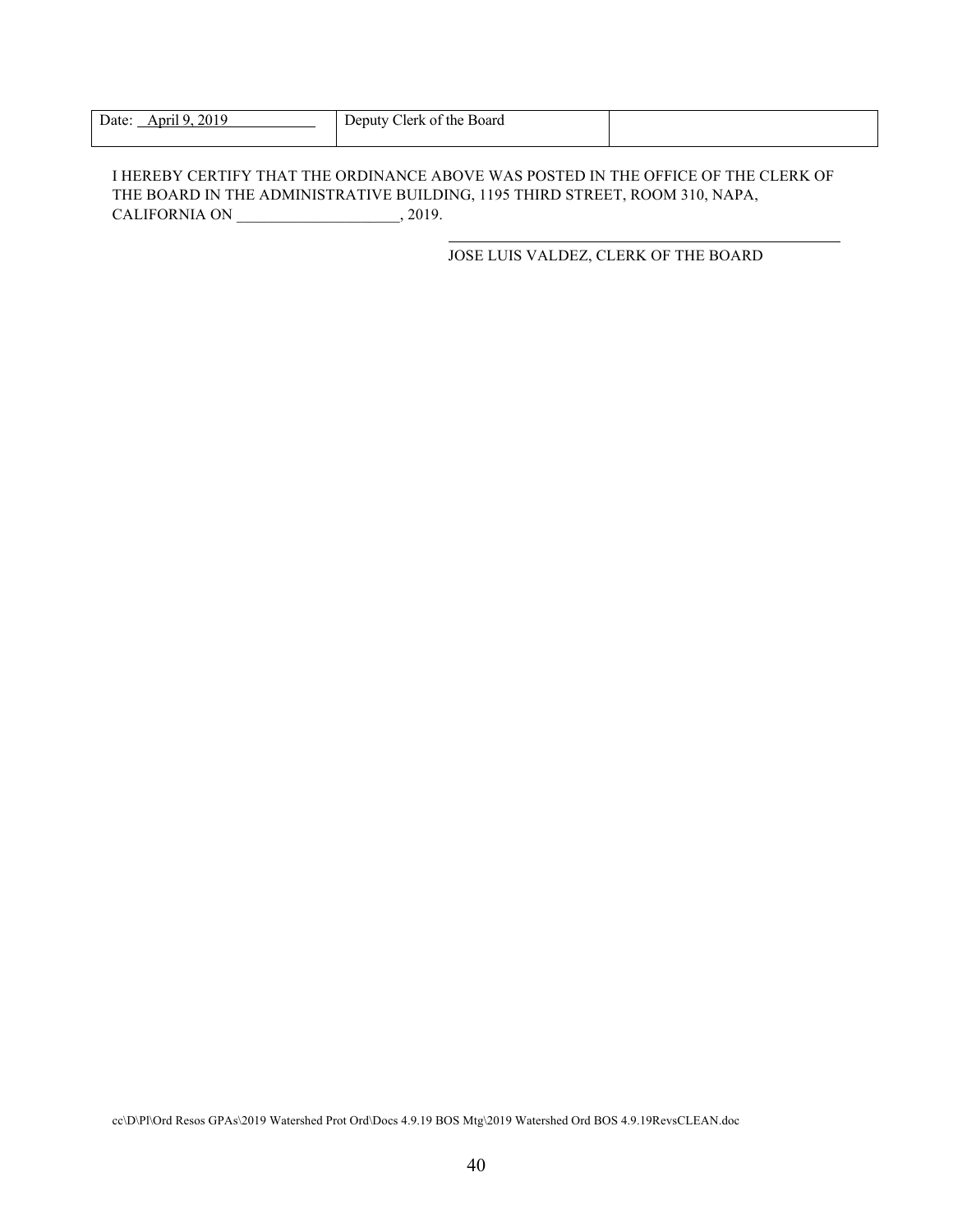| | | |
|---|---|---|
| Date: April 9, 2019 | Deputy Clerk of the Board | |

I HEREBY CERTIFY THAT THE ORDINANCE ABOVE WAS POSTED IN THE OFFICE OF THE CLERK OF THE BOARD IN THE ADMINISTRATIVE BUILDING, 1195 THIRD STREET, ROOM 310, NAPA, CALIFORNIA ON _____________________, 2019.

_____________________________________________
JOSE LUIS VALDEZ, CLERK OF THE BOARD

cc\D\Pl\Ord Resos GPAs\2019 Watershed Prot Ord\Docs 4.9.19 BOS Mtg\2019 Watershed Ord BOS 4.9.19RevsCLEAN.doc